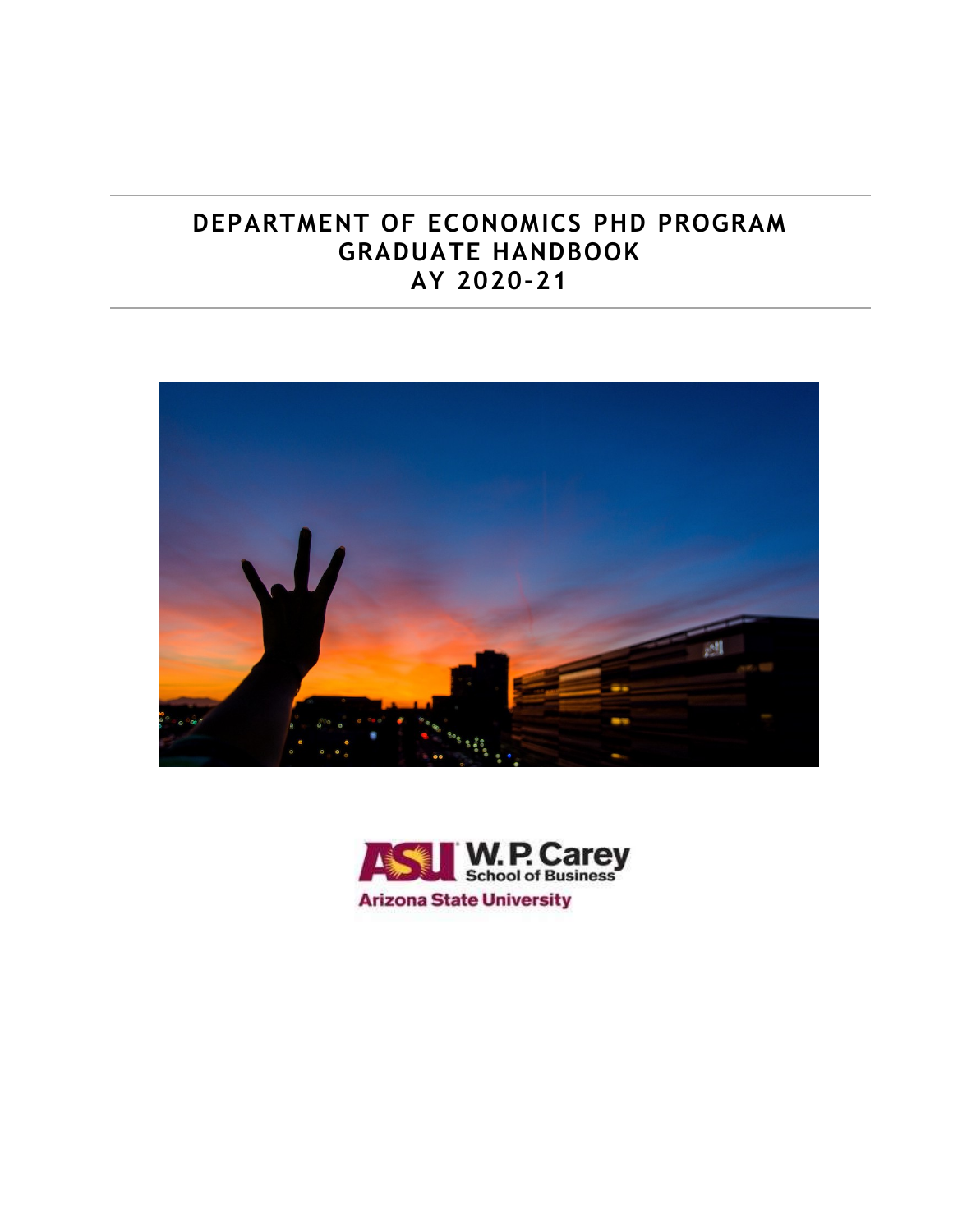# DEPARTMENT OF ECONOMICS PHD PROGRAM GRADUATE HANDBOOK AY 2020-21

W. P. Carey School of Business

Arizona State University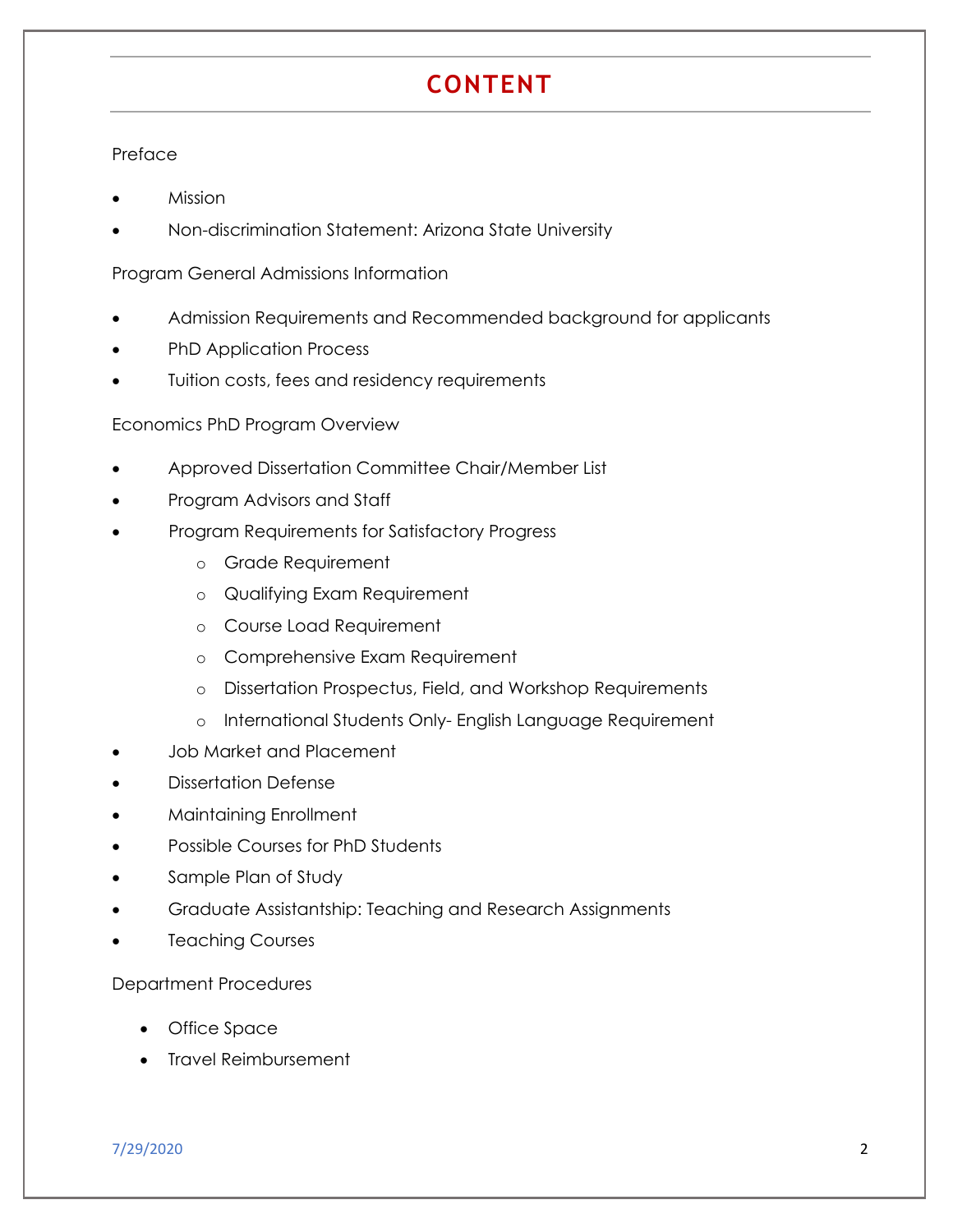# CONTENT

Preface

- Mission
- Non-discrimination Statement: Arizona State University

Program General Admissions Information

- Admission Requirements and Recommended background for applicants
- PhD Application Process
- Tuition costs, fees and residency requirements

Economics PhD Program Overview

- Approved Dissertation Committee Chair/Member List
- Program Advisors and Staff
- Program Requirements for Satisfactory Progress
    - Grade Requirement
    - Qualifying Exam Requirement
    - Course Load Requirement
    - Comprehensive Exam Requirement
    - Dissertation Prospectus, Field, and Workshop Requirements
    - International Students Only- English Language Requirement
- Job Market and Placement
- Dissertation Defense
- Maintaining Enrollment
- Possible Courses for PhD Students
- Sample Plan of Study
- Graduate Assistantship: Teaching and Research Assignments
- Teaching Courses

Department Procedures

- Office Space
- Travel Reimbursement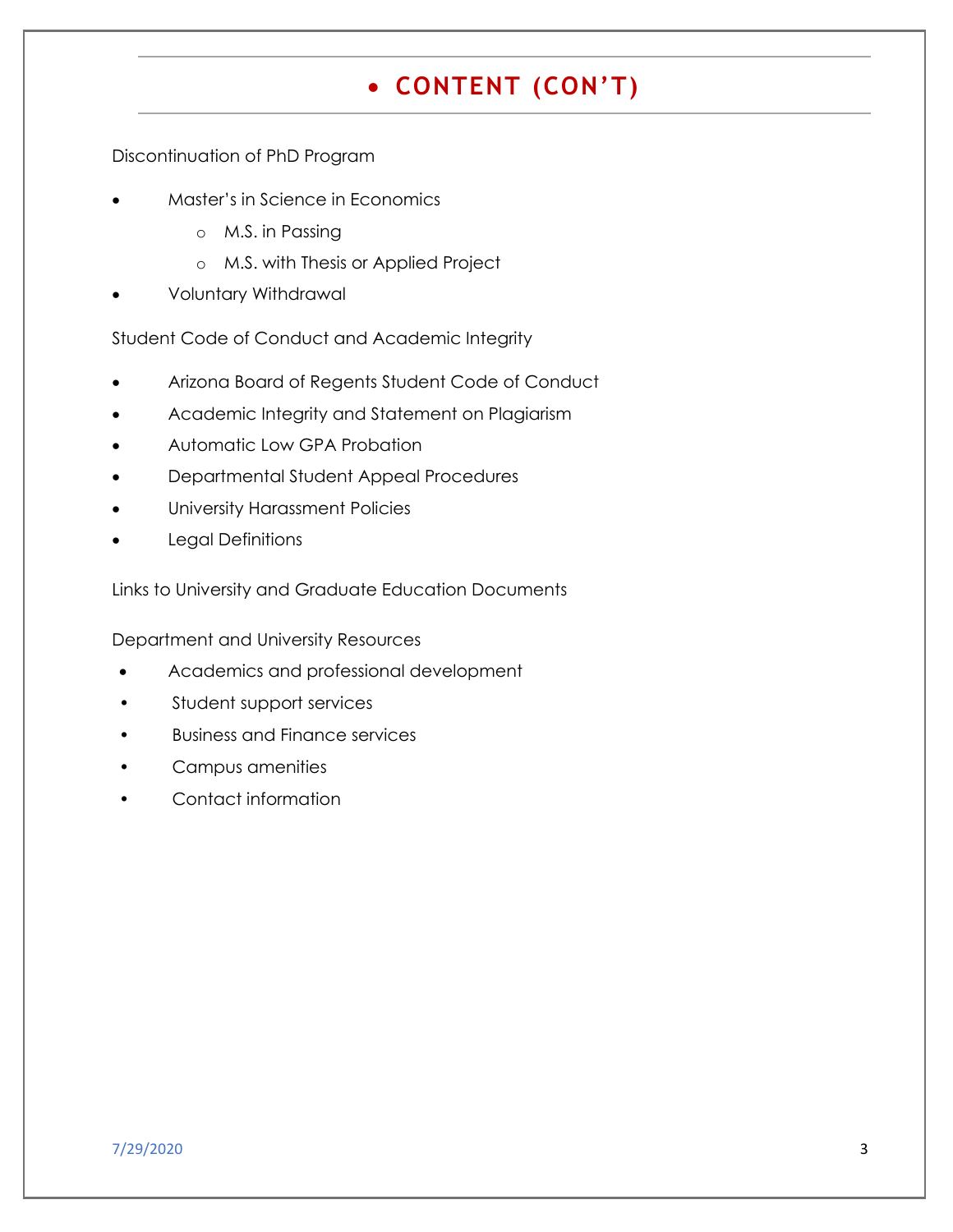# CONTENT (CON'T)

Discontinuation of PhD Program

- Master's in Science in Economics
  - M.S. in Passing
  - M.S. with Thesis or Applied Project
- Voluntary Withdrawal

Student Code of Conduct and Academic Integrity

- Arizona Board of Regents Student Code of Conduct
- Academic Integrity and Statement on Plagiarism
- Automatic Low GPA Probation
- Departmental Student Appeal Procedures
- University Harassment Policies
- Legal Definitions

Links to University and Graduate Education Documents

Department and University Resources

- Academics and professional development
- Student support services
- Business and Finance services
- Campus amenities
- Contact information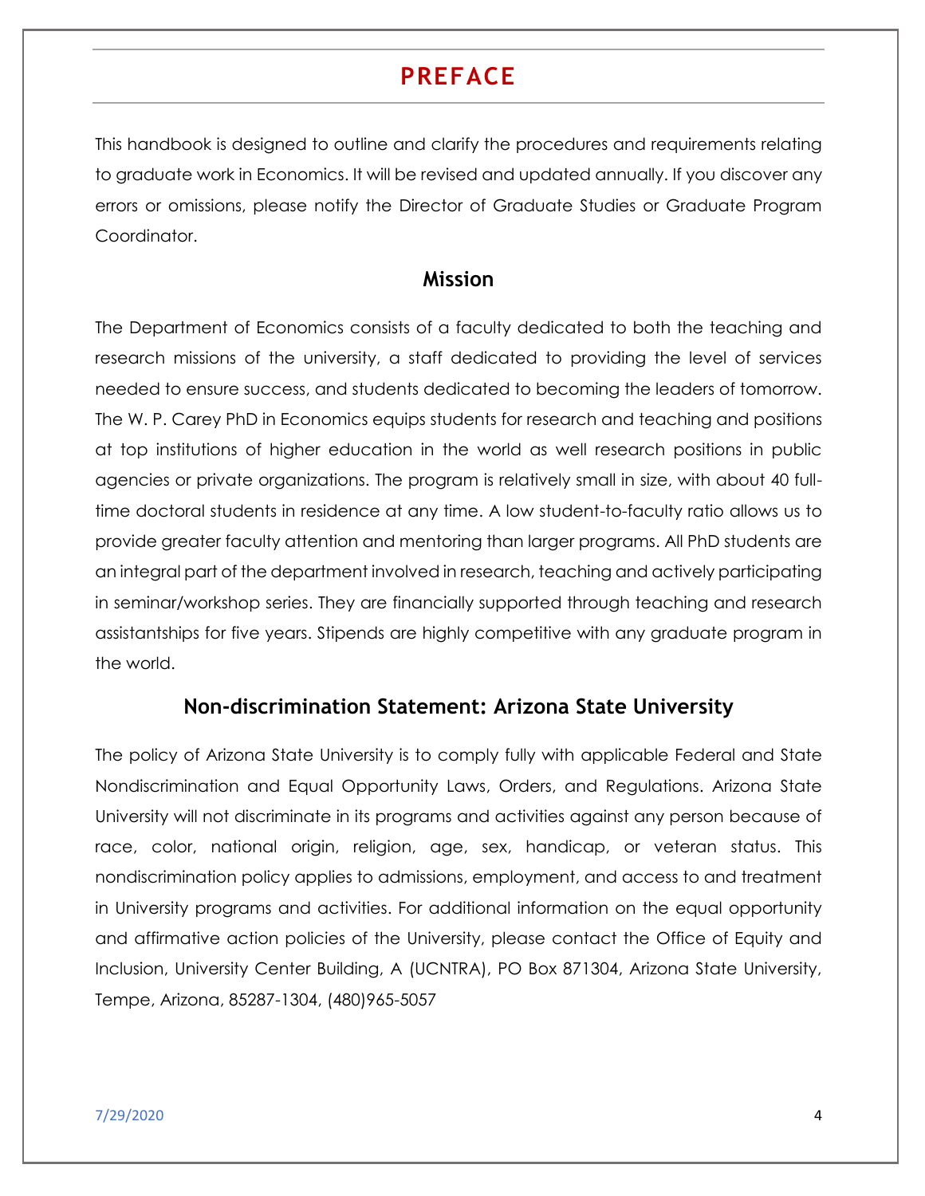# PREFACE

This handbook is designed to outline and clarify the procedures and requirements relating to graduate work in Economics. It will be revised and updated annually. If you discover any errors or omissions, please notify the Director of Graduate Studies or Graduate Program Coordinator.

## Mission

The Department of Economics consists of a faculty dedicated to both the teaching and research missions of the university, a staff dedicated to providing the level of services needed to ensure success, and students dedicated to becoming the leaders of tomorrow. The W. P. Carey PhD in Economics equips students for research and teaching and positions at top institutions of higher education in the world as well research positions in public agencies or private organizations. The program is relatively small in size, with about 40 full-time doctoral students in residence at any time. A low student-to-faculty ratio allows us to provide greater faculty attention and mentoring than larger programs. All PhD students are an integral part of the department involved in research, teaching and actively participating in seminar/workshop series. They are financially supported through teaching and research assistantships for five years. Stipends are highly competitive with any graduate program in the world.

## Non-discrimination Statement: Arizona State University

The policy of Arizona State University is to comply fully with applicable Federal and State Nondiscrimination and Equal Opportunity Laws, Orders, and Regulations. Arizona State University will not discriminate in its programs and activities against any person because of race, color, national origin, religion, age, sex, handicap, or veteran status. This nondiscrimination policy applies to admissions, employment, and access to and treatment in University programs and activities. For additional information on the equal opportunity and affirmative action policies of the University, please contact the Office of Equity and Inclusion, University Center Building, A (UCNTRA), PO Box 871304, Arizona State University, Tempe, Arizona, 85287-1304, (480)965-5057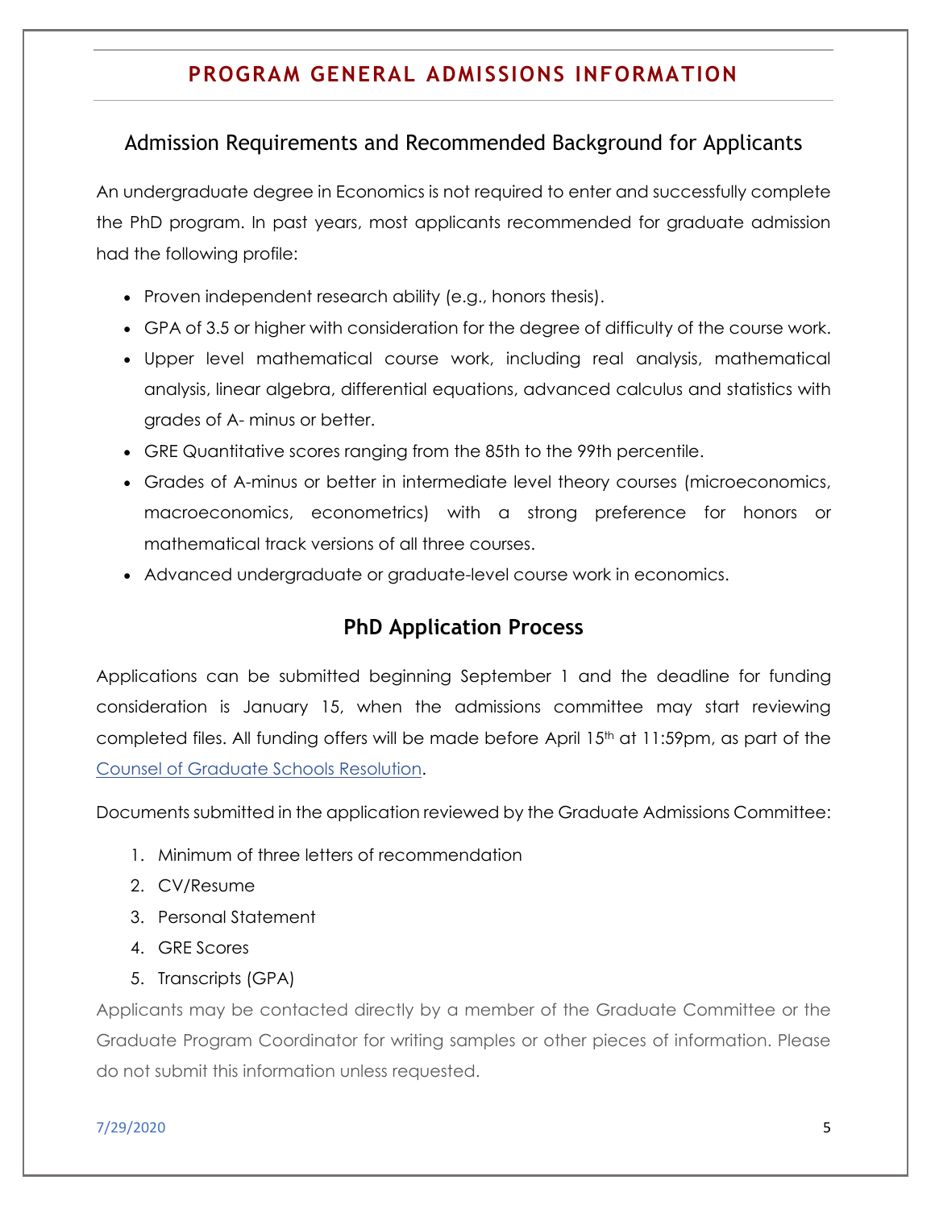## PROGRAM GENERAL ADMISSIONS INFORMATION

### Admission Requirements and Recommended Background for Applicants

An undergraduate degree in Economics is not required to enter and successfully complete the PhD program. In past years, most applicants recommended for graduate admission had the following profile:

- Proven independent research ability (e.g., honors thesis).
- GPA of 3.5 or higher with consideration for the degree of difficulty of the course work.
- Upper level mathematical course work, including real analysis, mathematical analysis, linear algebra, differential equations, advanced calculus and statistics with grades of A- minus or better.
- GRE Quantitative scores ranging from the 85th to the 99th percentile.
- Grades of A-minus or better in intermediate level theory courses (microeconomics, macroeconomics, econometrics) with a strong preference for honors or mathematical track versions of all three courses.
- Advanced undergraduate or graduate-level course work in economics.

### PhD Application Process

Applications can be submitted beginning September 1 and the deadline for funding consideration is January 15, when the admissions committee may start reviewing completed files. All funding offers will be made before April 15th at 11:59pm, as part of the Counsel of Graduate Schools Resolution.

Documents submitted in the application reviewed by the Graduate Admissions Committee:

1. Minimum of three letters of recommendation
2. CV/Resume
3. Personal Statement
4. GRE Scores
5. Transcripts (GPA)

Applicants may be contacted directly by a member of the Graduate Committee or the Graduate Program Coordinator for writing samples or other pieces of information. Please do not submit this information unless requested.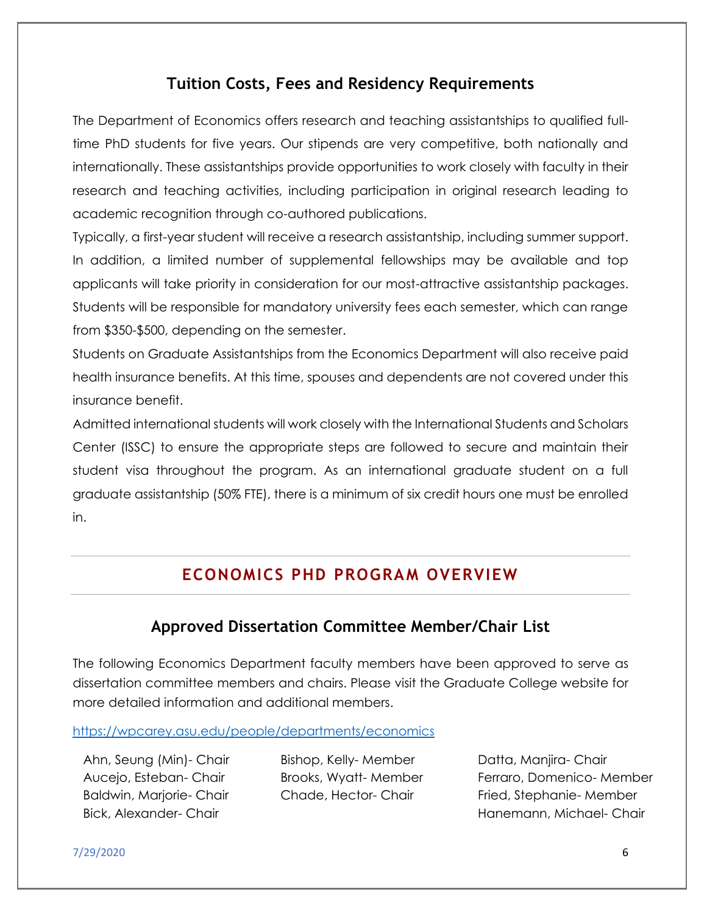## Tuition Costs, Fees and Residency Requirements

The Department of Economics offers research and teaching assistantships to qualified full-time PhD students for five years. Our stipends are very competitive, both nationally and internationally. These assistantships provide opportunities to work closely with faculty in their research and teaching activities, including participation in original research leading to academic recognition through co-authored publications.

Typically, a first-year student will receive a research assistantship, including summer support. In addition, a limited number of supplemental fellowships may be available and top applicants will take priority in consideration for our most-attractive assistantship packages. Students will be responsible for mandatory university fees each semester, which can range from $350-$500, depending on the semester.

Students on Graduate Assistantships from the Economics Department will also receive paid health insurance benefits. At this time, spouses and dependents are not covered under this insurance benefit.

Admitted international students will work closely with the International Students and Scholars Center (ISSC) to ensure the appropriate steps are followed to secure and maintain their student visa throughout the program. As an international graduate student on a full graduate assistantship (50% FTE), there is a minimum of six credit hours one must be enrolled in.

---

# ECONOMICS PHD PROGRAM OVERVIEW

---

## Approved Dissertation Committee Member/Chair List

The following Economics Department faculty members have been approved to serve as dissertation committee members and chairs. Please visit the Graduate College website for more detailed information and additional members.

https://wpcarey.asu.edu/people/departments/economics

- Ahn, Seung (Min)- Chair
- Aucejo, Esteban- Chair
- Baldwin, Marjorie- Chair
- Bick, Alexander- Chair
- Bishop, Kelly- Member
- Brooks, Wyatt- Member
- Chade, Hector- Chair
- Datta, Manjira- Chair
- Ferraro, Domenico- Member
- Fried, Stephanie- Member
- Hanemann, Michael- Chair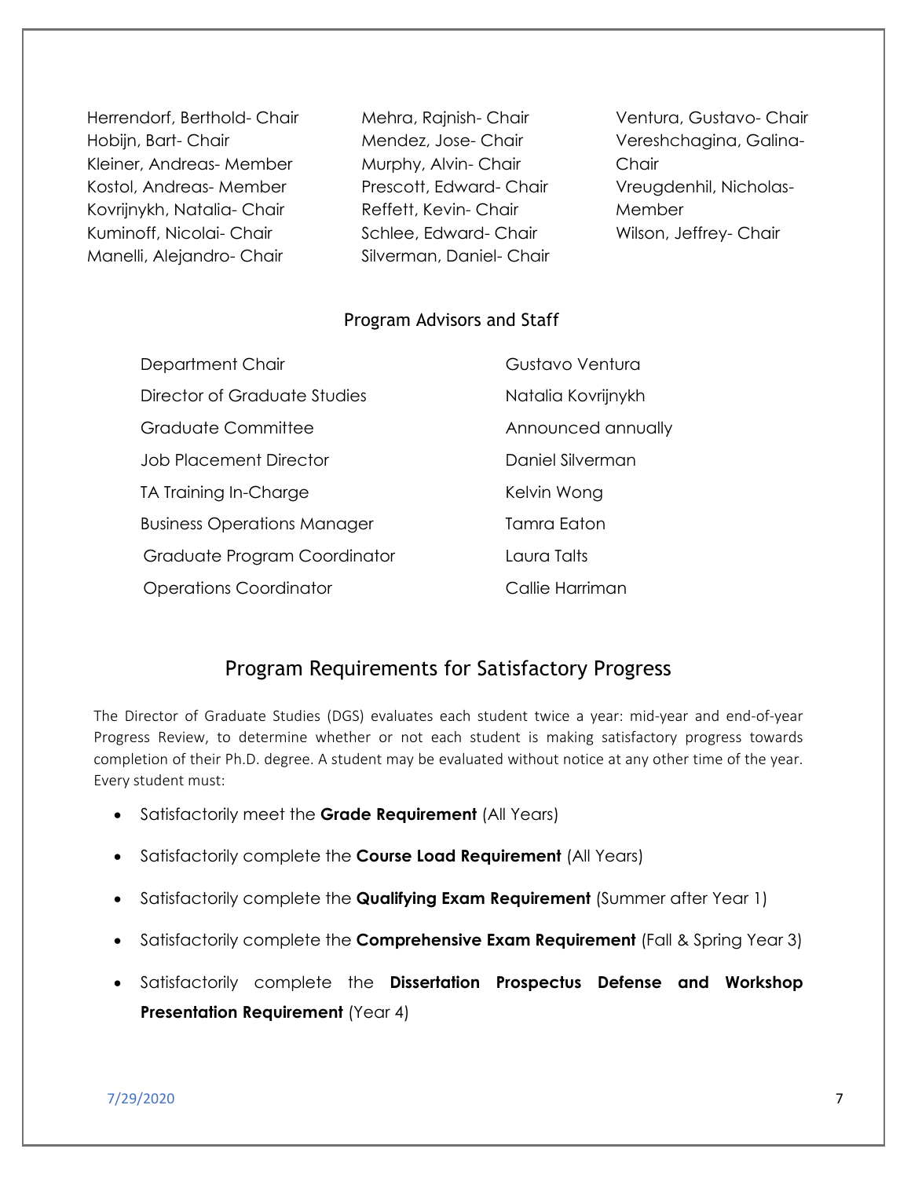Herrendorf, Berthold- Chair
Hobijn, Bart- Chair
Kleiner, Andreas- Member
Kostol, Andreas- Member
Kovrijnykh, Natalia- Chair
Kuminoff, Nicolai- Chair
Manelli, Alejandro- Chair
Mehra, Rajnish- Chair
Mendez, Jose- Chair
Murphy, Alvin- Chair
Prescott, Edward- Chair
Reffett, Kevin- Chair
Schlee, Edward- Chair
Silverman, Daniel- Chair
Ventura, Gustavo- Chair
Vereshchagina, Galina- Chair
Vreugdenhil, Nicholas- Member
Wilson, Jeffrey- Chair

### Program Advisors and Staff

| | |
|---|---|
| Department Chair | Gustavo Ventura |
| Director of Graduate Studies | Natalia Kovrijnykh |
| Graduate Committee | Announced annually |
| Job Placement Director | Daniel Silverman |
| TA Training In-Charge | Kelvin Wong |
| Business Operations Manager | Tamra Eaton |
| Graduate Program Coordinator | Laura Talts |
| Operations Coordinator | Callie Harriman |

## Program Requirements for Satisfactory Progress

The Director of Graduate Studies (DGS) evaluates each student twice a year: mid-year and end-of-year Progress Review, to determine whether or not each student is making satisfactory progress towards completion of their Ph.D. degree. A student may be evaluated without notice at any other time of the year. Every student must:

- Satisfactorily meet the **Grade Requirement** (All Years)
- Satisfactorily complete the **Course Load Requirement** (All Years)
- Satisfactorily complete the **Qualifying Exam Requirement** (Summer after Year 1)
- Satisfactorily complete the **Comprehensive Exam Requirement** (Fall & Spring Year 3)
- Satisfactorily complete the **Dissertation Prospectus Defense and Workshop Presentation Requirement** (Year 4)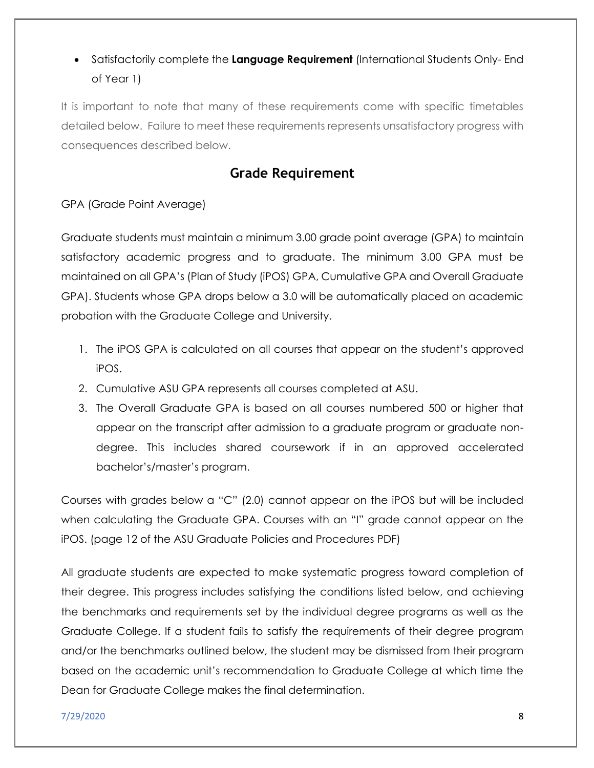- Satisfactorily complete the **Language Requirement** (International Students Only- End of Year 1)

It is important to note that many of these requirements come with specific timetables detailed below. Failure to meet these requirements represents unsatisfactory progress with consequences described below.

## Grade Requirement

GPA (Grade Point Average)

Graduate students must maintain a minimum 3.00 grade point average (GPA) to maintain satisfactory academic progress and to graduate. The minimum 3.00 GPA must be maintained on all GPA's (Plan of Study (iPOS) GPA, Cumulative GPA and Overall Graduate GPA). Students whose GPA drops below a 3.0 will be automatically placed on academic probation with the Graduate College and University.

1. The iPOS GPA is calculated on all courses that appear on the student's approved iPOS.
2. Cumulative ASU GPA represents all courses completed at ASU.
3. The Overall Graduate GPA is based on all courses numbered 500 or higher that appear on the transcript after admission to a graduate program or graduate non-degree. This includes shared coursework if in an approved accelerated bachelor's/master's program.

Courses with grades below a "C" (2.0) cannot appear on the iPOS but will be included when calculating the Graduate GPA. Courses with an "I" grade cannot appear on the iPOS. (page 12 of the ASU Graduate Policies and Procedures PDF)

All graduate students are expected to make systematic progress toward completion of their degree. This progress includes satisfying the conditions listed below, and achieving the benchmarks and requirements set by the individual degree programs as well as the Graduate College. If a student fails to satisfy the requirements of their degree program and/or the benchmarks outlined below, the student may be dismissed from their program based on the academic unit's recommendation to Graduate College at which time the Dean for Graduate College makes the final determination.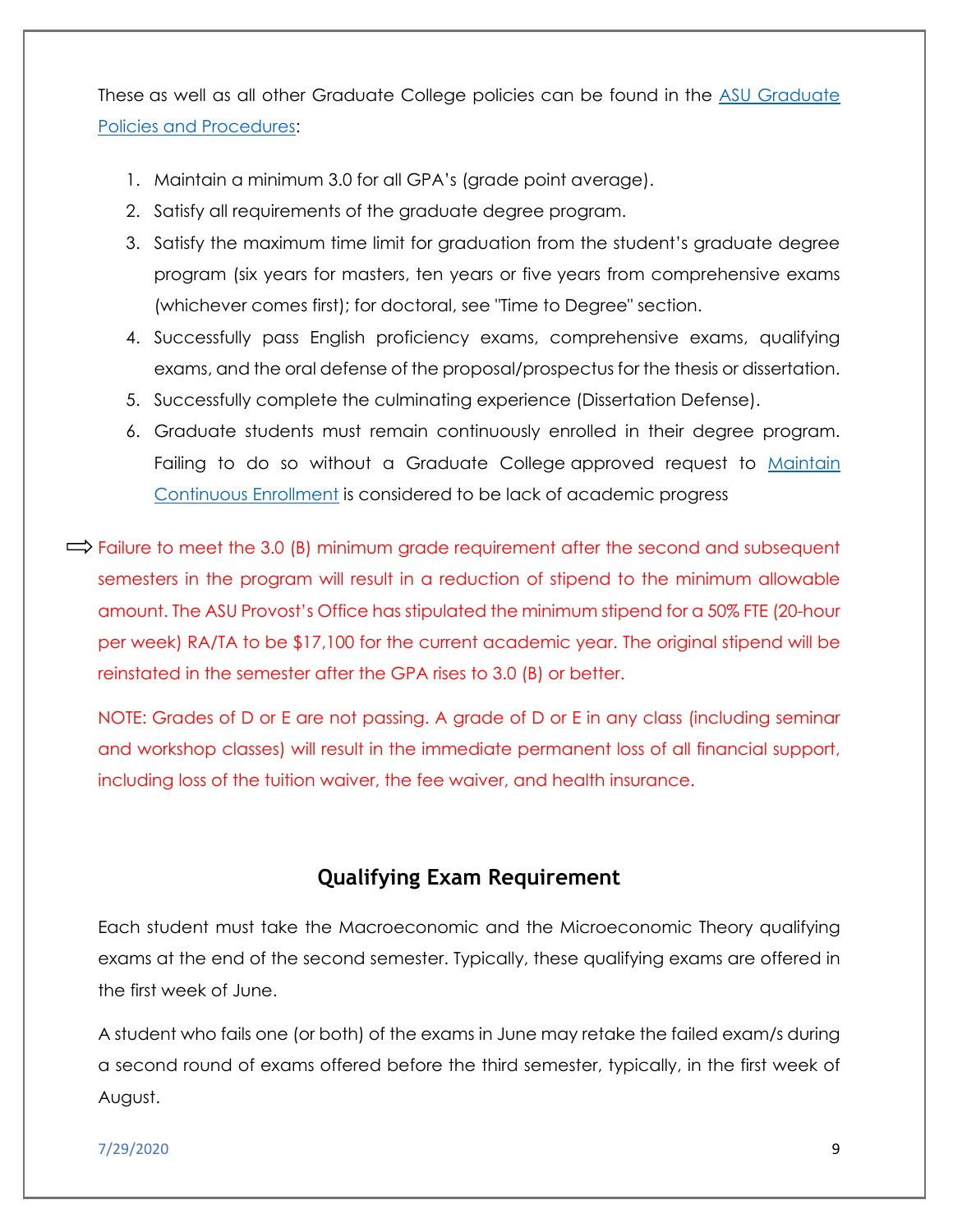These as well as all other Graduate College policies can be found in the [ASU Graduate Policies and Procedures]:

1. Maintain a minimum 3.0 for all GPA's (grade point average).
2. Satisfy all requirements of the graduate degree program.
3. Satisfy the maximum time limit for graduation from the student's graduate degree program (six years for masters, ten years or five years from comprehensive exams (whichever comes first); for doctoral, see "Time to Degree" section.
4. Successfully pass English proficiency exams, comprehensive exams, qualifying exams, and the oral defense of the proposal/prospectus for the thesis or dissertation.
5. Successfully complete the culminating experience (Dissertation Defense).
6. Graduate students must remain continuously enrolled in their degree program. Failing to do so without a Graduate College approved request to [Maintain Continuous Enrollment] is considered to be lack of academic progress

⇨ Failure to meet the 3.0 (B) minimum grade requirement after the second and subsequent semesters in the program will result in a reduction of stipend to the minimum allowable amount. The ASU Provost's Office has stipulated the minimum stipend for a 50% FTE (20-hour per week) RA/TA to be $17,100 for the current academic year. The original stipend will be reinstated in the semester after the GPA rises to 3.0 (B) or better.

NOTE: Grades of D or E are not passing. A grade of D or E in any class (including seminar and workshop classes) will result in the immediate permanent loss of all financial support, including loss of the tuition waiver, the fee waiver, and health insurance.

## Qualifying Exam Requirement

Each student must take the Macroeconomic and the Microeconomic Theory qualifying exams at the end of the second semester. Typically, these qualifying exams are offered in the first week of June.

A student who fails one (or both) of the exams in June may retake the failed exam/s during a second round of exams offered before the third semester, typically, in the first week of August.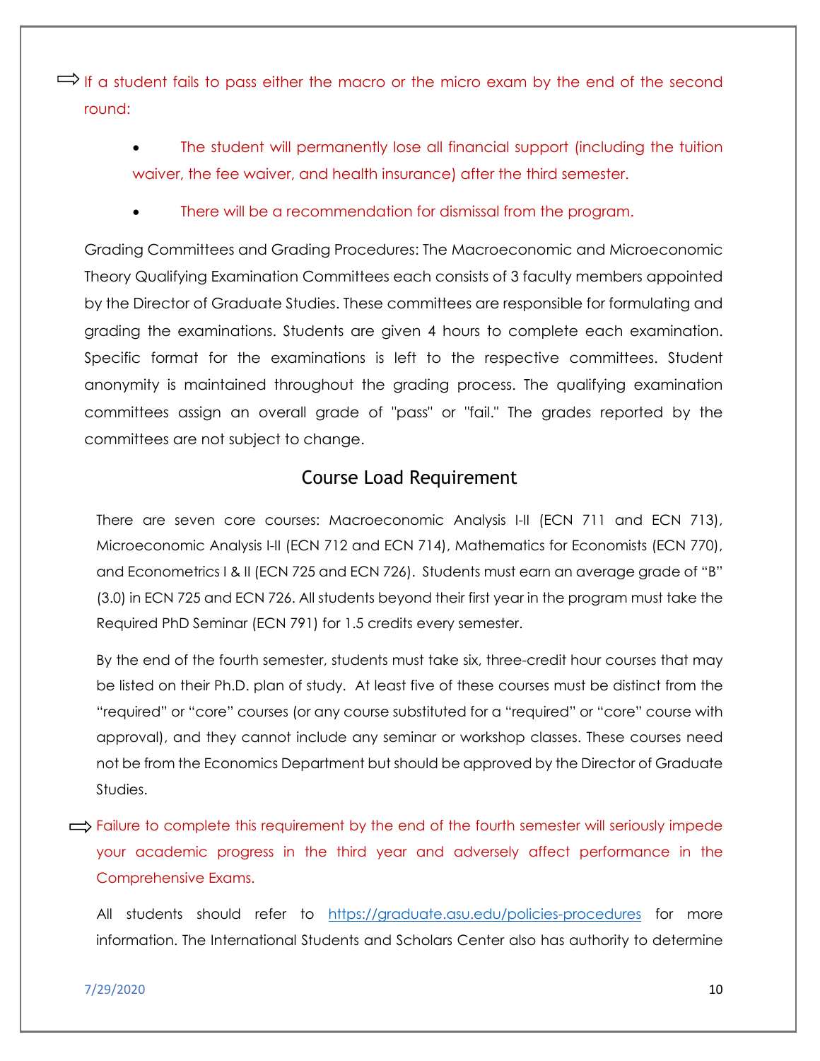⇨ If a student fails to pass either the macro or the micro exam by the end of the second round:

- The student will permanently lose all financial support (including the tuition waiver, the fee waiver, and health insurance) after the third semester.
- There will be a recommendation for dismissal from the program.

Grading Committees and Grading Procedures: The Macroeconomic and Microeconomic Theory Qualifying Examination Committees each consists of 3 faculty members appointed by the Director of Graduate Studies. These committees are responsible for formulating and grading the examinations. Students are given 4 hours to complete each examination. Specific format for the examinations is left to the respective committees. Student anonymity is maintained throughout the grading process. The qualifying examination committees assign an overall grade of "pass" or "fail." The grades reported by the committees are not subject to change.

## Course Load Requirement

There are seven core courses: Macroeconomic Analysis I-II (ECN 711 and ECN 713), Microeconomic Analysis I-II (ECN 712 and ECN 714), Mathematics for Economists (ECN 770), and Econometrics I & II (ECN 725 and ECN 726). Students must earn an average grade of "B" (3.0) in ECN 725 and ECN 726. All students beyond their first year in the program must take the Required PhD Seminar (ECN 791) for 1.5 credits every semester.

By the end of the fourth semester, students must take six, three-credit hour courses that may be listed on their Ph.D. plan of study. At least five of these courses must be distinct from the "required" or "core" courses (or any course substituted for a "required" or "core" course with approval), and they cannot include any seminar or workshop classes. These courses need not be from the Economics Department but should be approved by the Director of Graduate Studies.

⇨ Failure to complete this requirement by the end of the fourth semester will seriously impede your academic progress in the third year and adversely affect performance in the Comprehensive Exams.

All students should refer to https://graduate.asu.edu/policies-procedures for more information. The International Students and Scholars Center also has authority to determine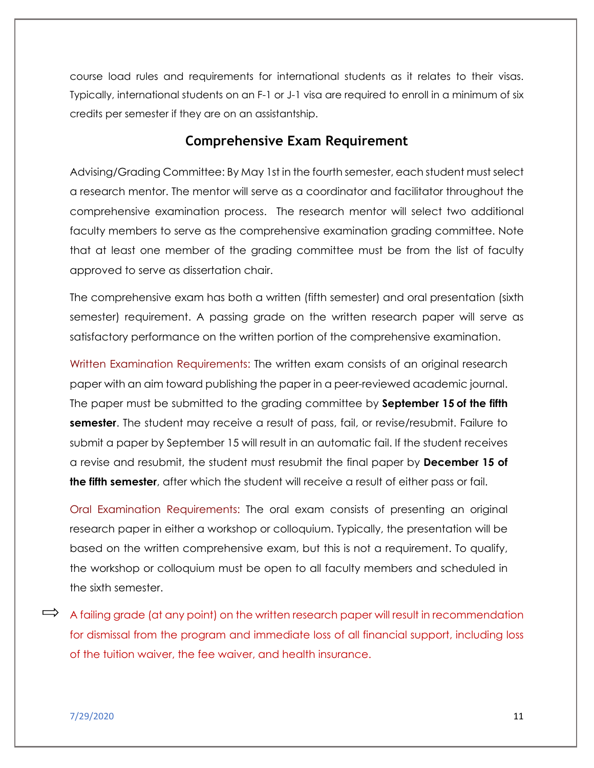course load rules and requirements for international students as it relates to their visas. Typically, international students on an F-1 or J-1 visa are required to enroll in a minimum of six credits per semester if they are on an assistantship.

## Comprehensive Exam Requirement

Advising/Grading Committee: By May 1st in the fourth semester, each student must select a research mentor. The mentor will serve as a coordinator and facilitator throughout the comprehensive examination process. The research mentor will select two additional faculty members to serve as the comprehensive examination grading committee. Note that at least one member of the grading committee must be from the list of faculty approved to serve as dissertation chair.

The comprehensive exam has both a written (fifth semester) and oral presentation (sixth semester) requirement. A passing grade on the written research paper will serve as satisfactory performance on the written portion of the comprehensive examination.

Written Examination Requirements: The written exam consists of an original research paper with an aim toward publishing the paper in a peer-reviewed academic journal. The paper must be submitted to the grading committee by **September 15 of the fifth semester**. The student may receive a result of pass, fail, or revise/resubmit. Failure to submit a paper by September 15 will result in an automatic fail. If the student receives a revise and resubmit, the student must resubmit the final paper by **December 15 of the fifth semester**, after which the student will receive a result of either pass or fail.

Oral Examination Requirements: The oral exam consists of presenting an original research paper in either a workshop or colloquium. Typically, the presentation will be based on the written comprehensive exam, but this is not a requirement. To qualify, the workshop or colloquium must be open to all faculty members and scheduled in the sixth semester.

⇨ A failing grade (at any point) on the written research paper will result in recommendation for dismissal from the program and immediate loss of all financial support, including loss of the tuition waiver, the fee waiver, and health insurance.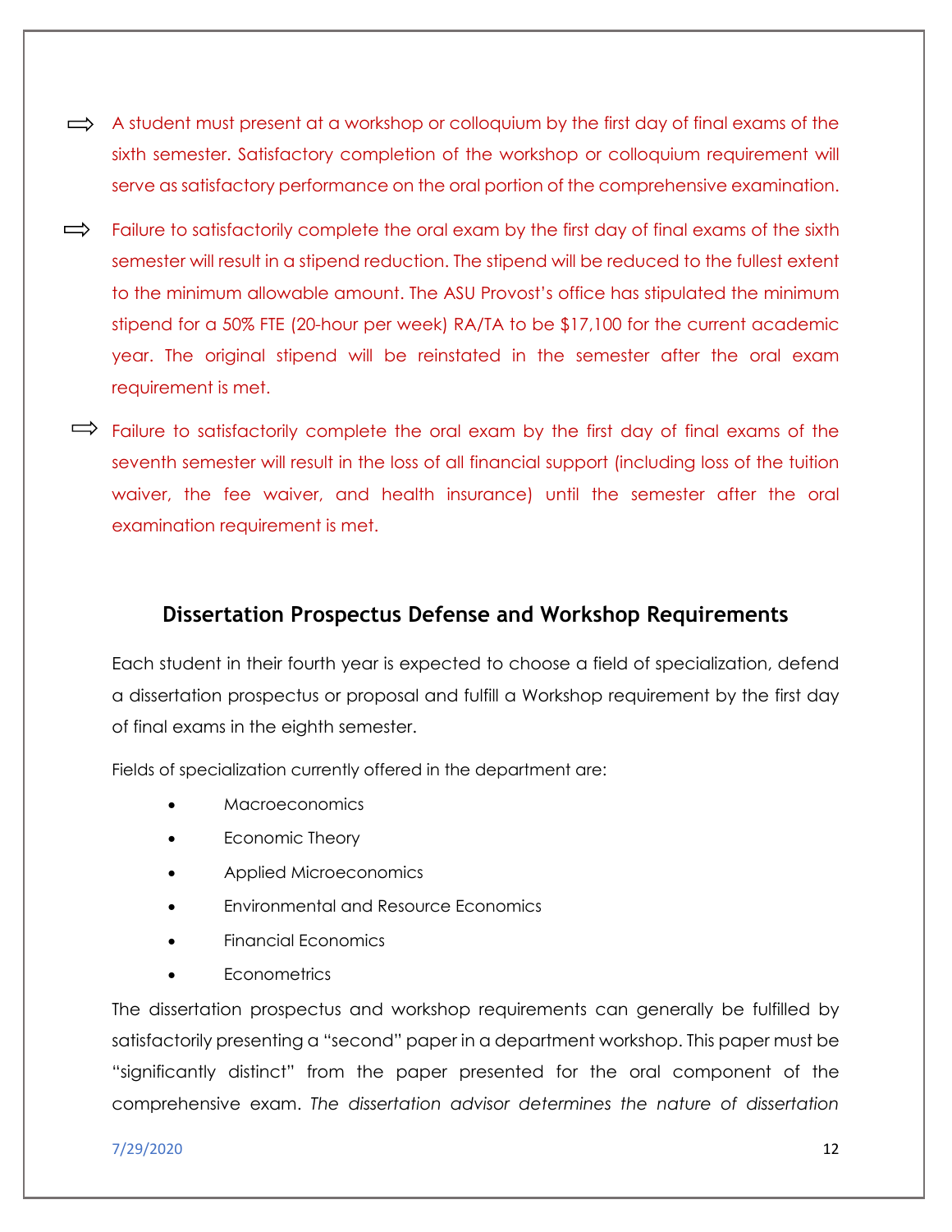⇨ A student must present at a workshop or colloquium by the first day of final exams of the sixth semester. Satisfactory completion of the workshop or colloquium requirement will serve as satisfactory performance on the oral portion of the comprehensive examination.

⇨ Failure to satisfactorily complete the oral exam by the first day of final exams of the sixth semester will result in a stipend reduction. The stipend will be reduced to the fullest extent to the minimum allowable amount. The ASU Provost's office has stipulated the minimum stipend for a 50% FTE (20-hour per week) RA/TA to be $17,100 for the current academic year. The original stipend will be reinstated in the semester after the oral exam requirement is met.

⇨ Failure to satisfactorily complete the oral exam by the first day of final exams of the seventh semester will result in the loss of all financial support (including loss of the tuition waiver, the fee waiver, and health insurance) until the semester after the oral examination requirement is met.

## Dissertation Prospectus Defense and Workshop Requirements

Each student in their fourth year is expected to choose a field of specialization, defend a dissertation prospectus or proposal and fulfill a Workshop requirement by the first day of final exams in the eighth semester.

Fields of specialization currently offered in the department are:

- Macroeconomics
- Economic Theory
- Applied Microeconomics
- Environmental and Resource Economics
- Financial Economics
- Econometrics

The dissertation prospectus and workshop requirements can generally be fulfilled by satisfactorily presenting a "second" paper in a department workshop. This paper must be "significantly distinct" from the paper presented for the oral component of the comprehensive exam. *The dissertation advisor determines the nature of dissertation*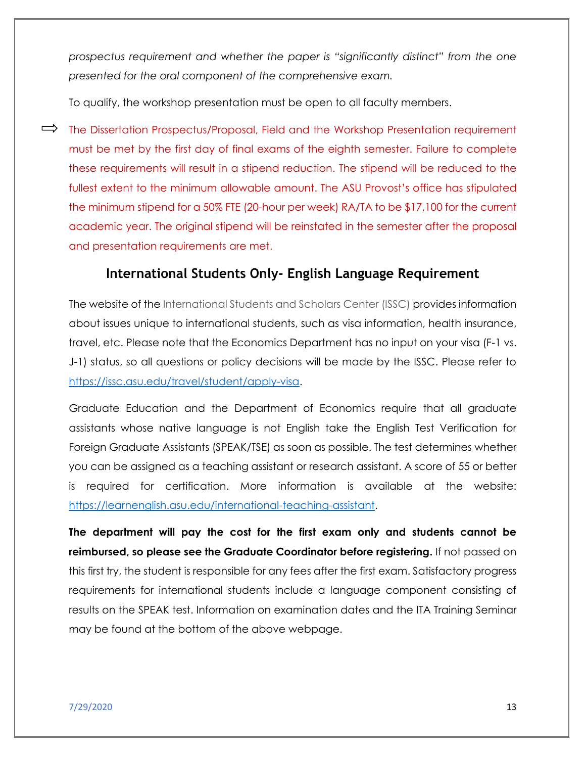*prospectus requirement and whether the paper is "significantly distinct" from the one presented for the oral component of the comprehensive exam.*

To qualify, the workshop presentation must be open to all faculty members.

⇨ The Dissertation Prospectus/Proposal, Field and the Workshop Presentation requirement must be met by the first day of final exams of the eighth semester. Failure to complete these requirements will result in a stipend reduction. The stipend will be reduced to the fullest extent to the minimum allowable amount. The ASU Provost's office has stipulated the minimum stipend for a 50% FTE (20-hour per week) RA/TA to be $17,100 for the current academic year. The original stipend will be reinstated in the semester after the proposal and presentation requirements are met.

## International Students Only- English Language Requirement

The website of the International Students and Scholars Center (ISSC) provides information about issues unique to international students, such as visa information, health insurance, travel, etc. Please note that the Economics Department has no input on your visa (F-1 vs. J-1) status, so all questions or policy decisions will be made by the ISSC. Please refer to https://issc.asu.edu/travel/student/apply-visa.

Graduate Education and the Department of Economics require that all graduate assistants whose native language is not English take the English Test Verification for Foreign Graduate Assistants (SPEAK/TSE) as soon as possible. The test determines whether you can be assigned as a teaching assistant or research assistant. A score of 55 or better is required for certification. More information is available at the website: https://learnenglish.asu.edu/international-teaching-assistant.

**The department will pay the cost for the first exam only and students cannot be reimbursed, so please see the Graduate Coordinator before registering.** If not passed on this first try, the student is responsible for any fees after the first exam. Satisfactory progress requirements for international students include a language component consisting of results on the SPEAK test. Information on examination dates and the ITA Training Seminar may be found at the bottom of the above webpage.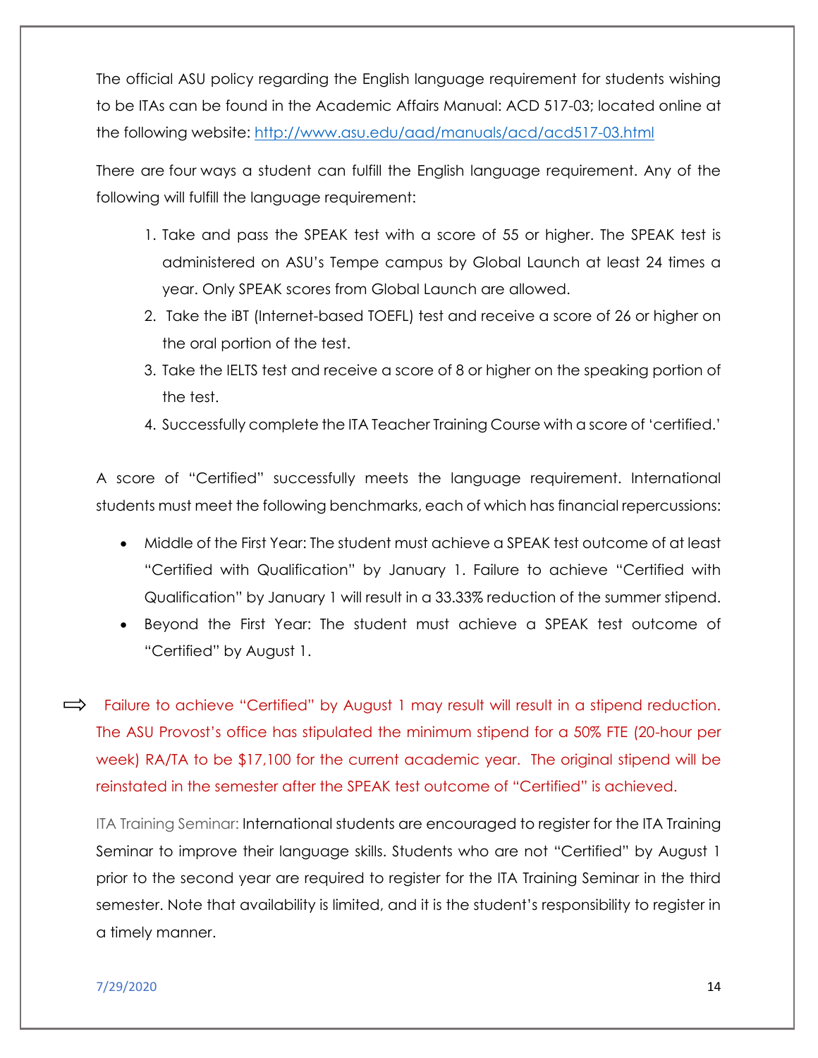The official ASU policy regarding the English language requirement for students wishing to be ITAs can be found in the Academic Affairs Manual: ACD 517-03; located online at the following website: [http://www.asu.edu/aad/manuals/acd/acd517-03.html](http://www.asu.edu/aad/manuals/acd/acd517-03.html)

There are four ways a student can fulfill the English language requirement. Any of the following will fulfill the language requirement:

1. Take and pass the SPEAK test with a score of 55 or higher. The SPEAK test is administered on ASU's Tempe campus by Global Launch at least 24 times a year. Only SPEAK scores from Global Launch are allowed.
2. Take the iBT (Internet-based TOEFL) test and receive a score of 26 or higher on the oral portion of the test.
3. Take the IELTS test and receive a score of 8 or higher on the speaking portion of the test.
4. Successfully complete the ITA Teacher Training Course with a score of 'certified.'

A score of "Certified" successfully meets the language requirement. International students must meet the following benchmarks, each of which has financial repercussions:

- Middle of the First Year: The student must achieve a SPEAK test outcome of at least "Certified with Qualification" by January 1. Failure to achieve "Certified with Qualification" by January 1 will result in a 33.33% reduction of the summer stipend.
- Beyond the First Year: The student must achieve a SPEAK test outcome of "Certified" by August 1.

⇨ Failure to achieve "Certified" by August 1 may result will result in a stipend reduction. The ASU Provost's office has stipulated the minimum stipend for a 50% FTE (20-hour per week) RA/TA to be $17,100 for the current academic year. The original stipend will be reinstated in the semester after the SPEAK test outcome of "Certified" is achieved.

ITA Training Seminar: International students are encouraged to register for the ITA Training Seminar to improve their language skills. Students who are not "Certified" by August 1 prior to the second year are required to register for the ITA Training Seminar in the third semester. Note that availability is limited, and it is the student's responsibility to register in a timely manner.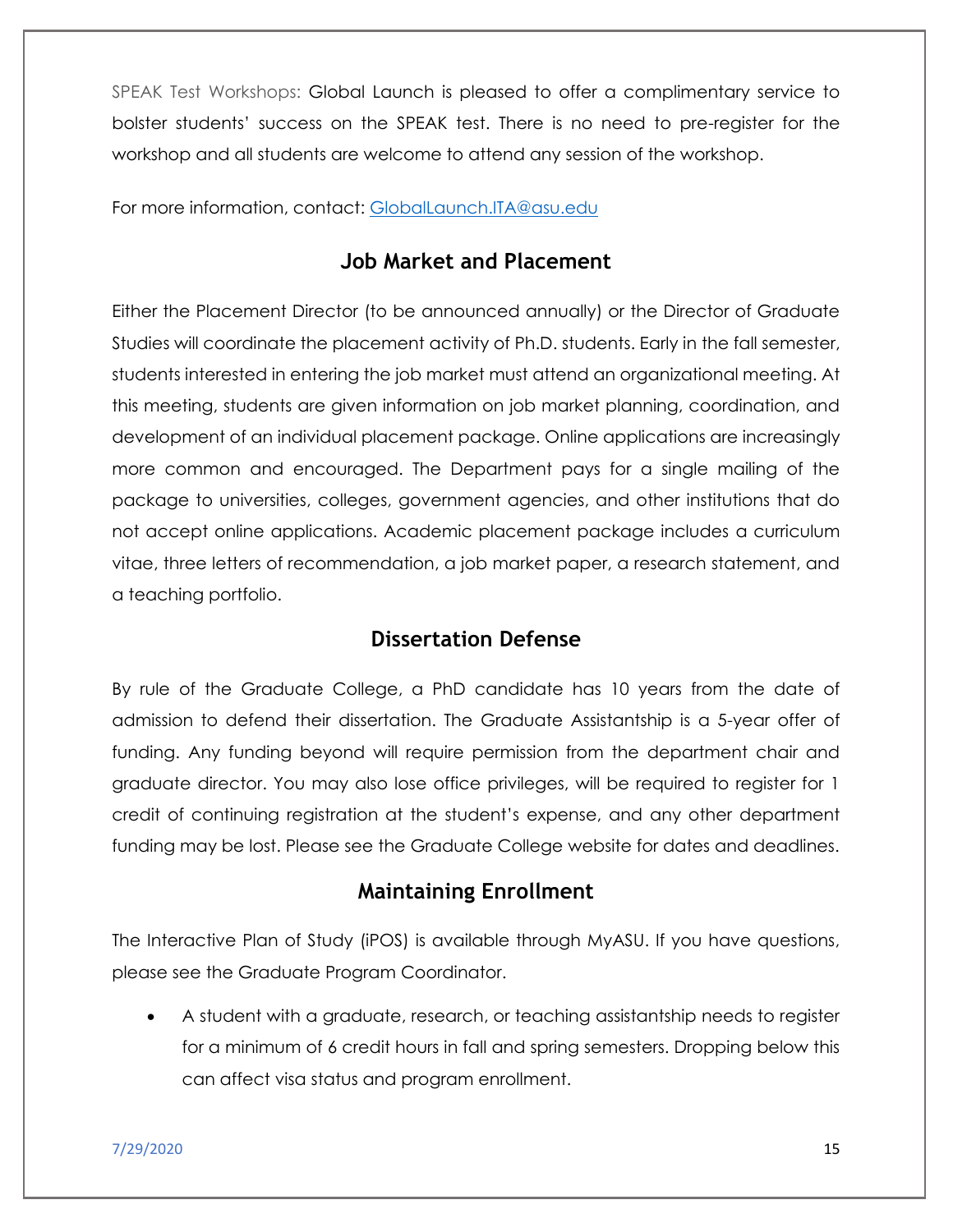SPEAK Test Workshops: Global Launch is pleased to offer a complimentary service to bolster students' success on the SPEAK test. There is no need to pre-register for the workshop and all students are welcome to attend any session of the workshop.

For more information, contact: [GlobalLaunch.ITA@asu.edu](mailto:GlobalLaunch.ITA@asu.edu)

## Job Market and Placement

Either the Placement Director (to be announced annually) or the Director of Graduate Studies will coordinate the placement activity of Ph.D. students. Early in the fall semester, students interested in entering the job market must attend an organizational meeting. At this meeting, students are given information on job market planning, coordination, and development of an individual placement package. Online applications are increasingly more common and encouraged. The Department pays for a single mailing of the package to universities, colleges, government agencies, and other institutions that do not accept online applications. Academic placement package includes a curriculum vitae, three letters of recommendation, a job market paper, a research statement, and a teaching portfolio.

## Dissertation Defense

By rule of the Graduate College, a PhD candidate has 10 years from the date of admission to defend their dissertation. The Graduate Assistantship is a 5-year offer of funding. Any funding beyond will require permission from the department chair and graduate director. You may also lose office privileges, will be required to register for 1 credit of continuing registration at the student's expense, and any other department funding may be lost. Please see the Graduate College website for dates and deadlines.

## Maintaining Enrollment

The Interactive Plan of Study (iPOS) is available through MyASU. If you have questions, please see the Graduate Program Coordinator.

- A student with a graduate, research, or teaching assistantship needs to register for a minimum of 6 credit hours in fall and spring semesters. Dropping below this can affect visa status and program enrollment.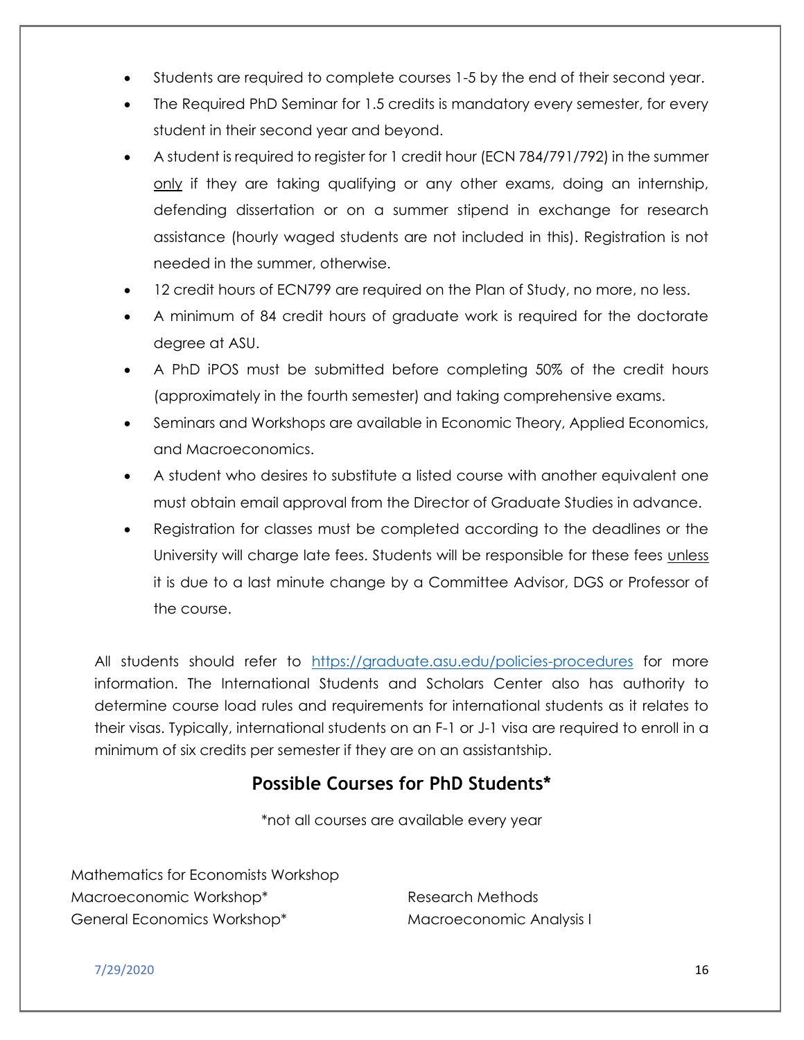- Students are required to complete courses 1-5 by the end of their second year.
- The Required PhD Seminar for 1.5 credits is mandatory every semester, for every student in their second year and beyond.
- A student is required to register for 1 credit hour (ECN 784/791/792) in the summer <u>only</u> if they are taking qualifying or any other exams, doing an internship, defending dissertation or on a summer stipend in exchange for research assistance (hourly waged students are not included in this). Registration is not needed in the summer, otherwise.
- 12 credit hours of ECN799 are required on the Plan of Study, no more, no less.
- A minimum of 84 credit hours of graduate work is required for the doctorate degree at ASU.
- A PhD iPOS must be submitted before completing 50% of the credit hours (approximately in the fourth semester) and taking comprehensive exams.
- Seminars and Workshops are available in Economic Theory, Applied Economics, and Macroeconomics.
- A student who desires to substitute a listed course with another equivalent one must obtain email approval from the Director of Graduate Studies in advance.
- Registration for classes must be completed according to the deadlines or the University will charge late fees. Students will be responsible for these fees <u>unless</u> it is due to a last minute change by a Committee Advisor, DGS or Professor of the course.

All students should refer to [https://graduate.asu.edu/policies-procedures](https://graduate.asu.edu/policies-procedures) for more information. The International Students and Scholars Center also has authority to determine course load rules and requirements for international students as it relates to their visas. Typically, international students on an F-1 or J-1 visa are required to enroll in a minimum of six credits per semester if they are on an assistantship.

## Possible Courses for PhD Students*

*not all courses are available every year

Mathematics for Economists Workshop
Macroeconomic Workshop*
General Economics Workshop*

Research Methods
Macroeconomic Analysis I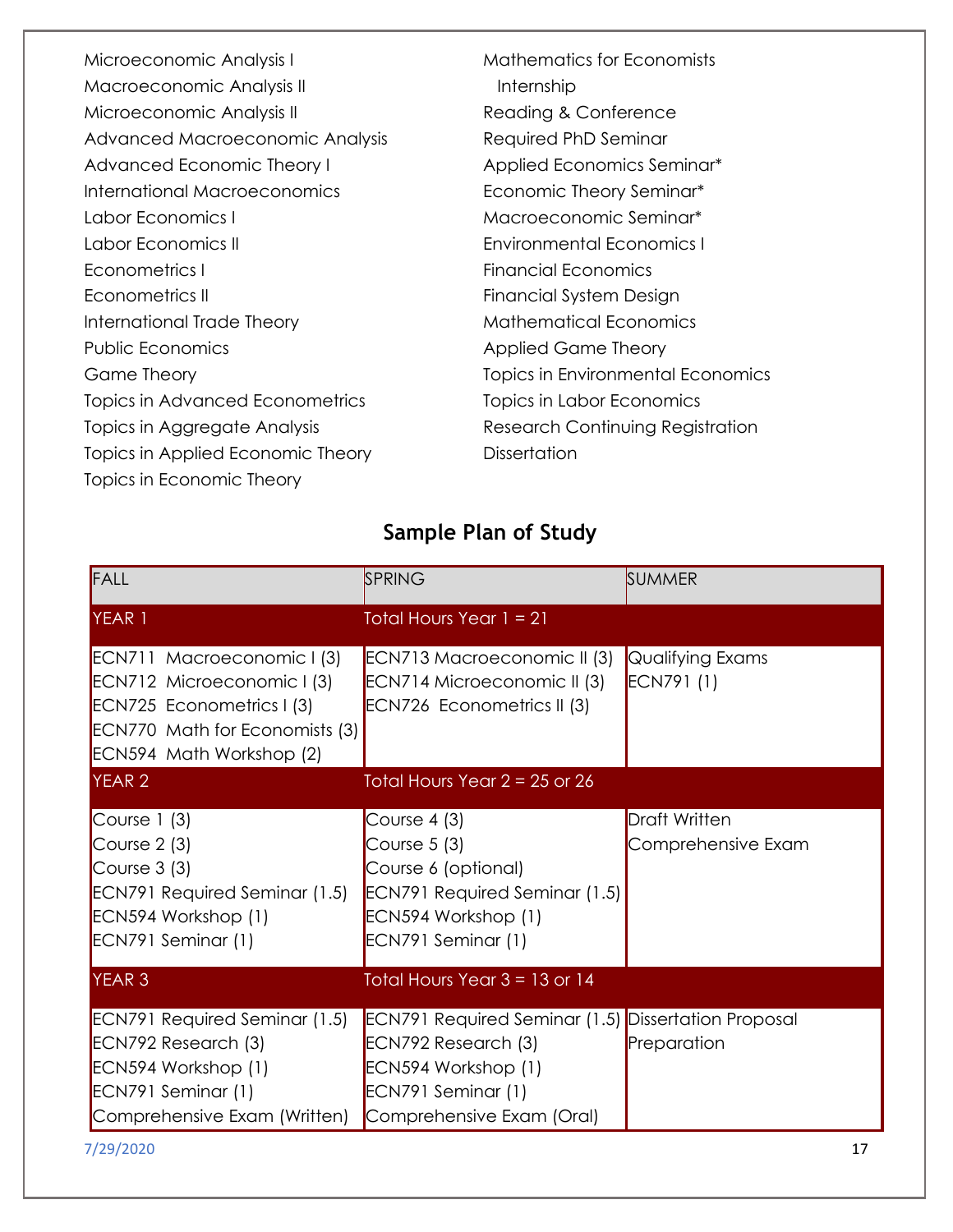Microeconomic Analysis I
Macroeconomic Analysis II
Microeconomic Analysis II
Advanced Macroeconomic Analysis
Advanced Economic Theory I
International Macroeconomics
Labor Economics I
Labor Economics II
Econometrics I
Econometrics II
International Trade Theory
Public Economics
Game Theory
Topics in Advanced Econometrics
Topics in Aggregate Analysis
Topics in Applied Economic Theory
Topics in Economic Theory
Mathematics for Economists
Internship
Reading & Conference
Required PhD Seminar
Applied Economics Seminar*
Economic Theory Seminar*
Macroeconomic Seminar*
Environmental Economics I
Financial Economics
Financial System Design
Mathematical Economics
Applied Game Theory
Topics in Environmental Economics
Topics in Labor Economics
Research Continuing Registration
Dissertation

## Sample Plan of Study

| FALL | SPRING | SUMMER |
|---|---|---|
| YEAR 1 | Total Hours Year 1 = 21 | |
| ECN711 Macroeconomic I (3)<br>ECN712 Microeconomic I (3)<br>ECN725 Econometrics I (3)<br>ECN770 Math for Economists (3)<br>ECN594 Math Workshop (2) | ECN713 Macroeconomic II (3)<br>ECN714 Microeconomic II (3)<br>ECN726 Econometrics II (3) | Qualifying Exams<br>ECN791 (1) |
| YEAR 2 | Total Hours Year 2 = 25 or 26 | |
| Course 1 (3)<br>Course 2 (3)<br>Course 3 (3)<br>ECN791 Required Seminar (1.5)<br>ECN594 Workshop (1)<br>ECN791 Seminar (1) | Course 4 (3)<br>Course 5 (3)<br>Course 6 (optional)<br>ECN791 Required Seminar (1.5)<br>ECN594 Workshop (1)<br>ECN791 Seminar (1) | Draft Written Comprehensive Exam |
| YEAR 3 | Total Hours Year 3 = 13 or 14 | |
| ECN791 Required Seminar (1.5)<br>ECN792 Research (3)<br>ECN594 Workshop (1)<br>ECN791 Seminar (1)<br>Comprehensive Exam (Written) | ECN791 Required Seminar (1.5)<br>ECN792 Research (3)<br>ECN594 Workshop (1)<br>ECN791 Seminar (1)<br>Comprehensive Exam (Oral) | Dissertation Proposal Preparation |

7/29/2020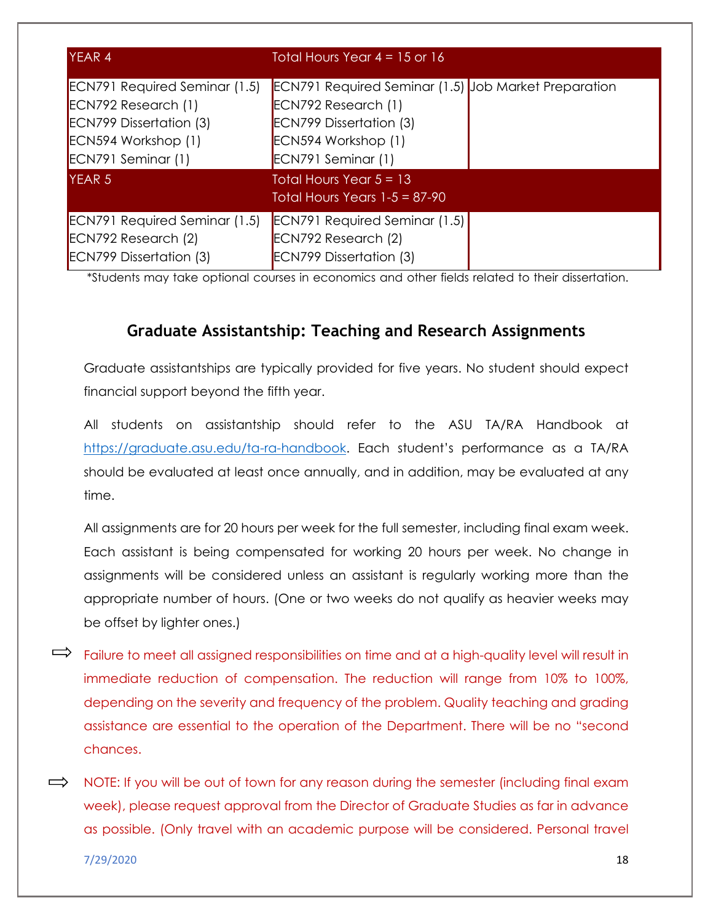| YEAR 4 | Total Hours Year 4 = 15 or 16 | |
|---|---|---|
| ECN791 Required Seminar (1.5)<br>ECN792 Research (1)<br>ECN799 Dissertation (3)<br>ECN594 Workshop (1)<br>ECN791 Seminar (1) | ECN791 Required Seminar (1.5)<br>ECN792 Research (1)<br>ECN799 Dissertation (3)<br>ECN594 Workshop (1)<br>ECN791 Seminar (1) | Job Market Preparation |
| YEAR 5 | Total Hours Year 5 = 13<br>Total Hours Years 1-5 = 87-90 | |
| ECN791 Required Seminar (1.5)<br>ECN792 Research (2)<br>ECN799 Dissertation (3) | ECN791 Required Seminar (1.5)<br>ECN792 Research (2)<br>ECN799 Dissertation (3) | |

*Students may take optional courses in economics and other fields related to their dissertation.

## Graduate Assistantship: Teaching and Research Assignments

Graduate assistantships are typically provided for five years. No student should expect financial support beyond the fifth year.

All students on assistantship should refer to the ASU TA/RA Handbook at https://graduate.asu.edu/ta-ra-handbook. Each student's performance as a TA/RA should be evaluated at least once annually, and in addition, may be evaluated at any time.

All assignments are for 20 hours per week for the full semester, including final exam week. Each assistant is being compensated for working 20 hours per week. No change in assignments will be considered unless an assistant is regularly working more than the appropriate number of hours. (One or two weeks do not qualify as heavier weeks may be offset by lighter ones.)

⇨ Failure to meet all assigned responsibilities on time and at a high-quality level will result in immediate reduction of compensation. The reduction will range from 10% to 100%, depending on the severity and frequency of the problem. Quality teaching and grading assistance are essential to the operation of the Department. There will be no "second chances.

⇨ NOTE: If you will be out of town for any reason during the semester (including final exam week), please request approval from the Director of Graduate Studies as far in advance as possible. (Only travel with an academic purpose will be considered. Personal travel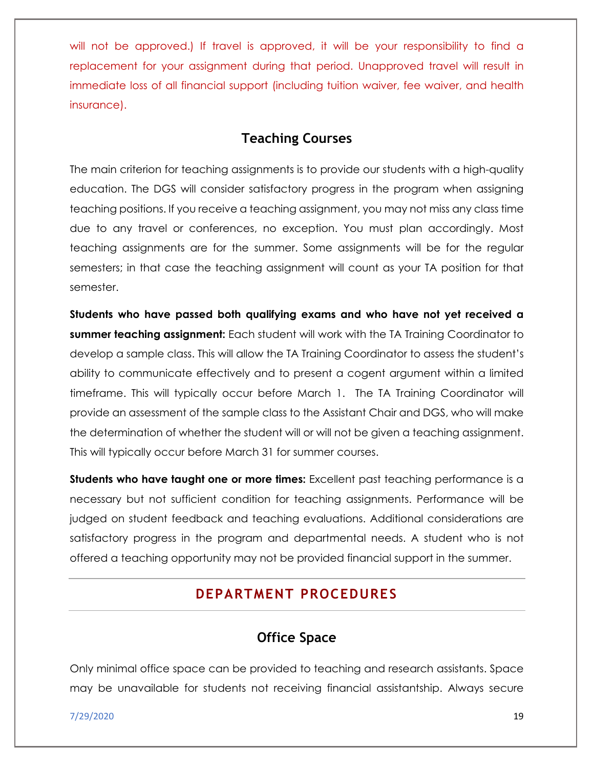will not be approved.) If travel is approved, it will be your responsibility to find a replacement for your assignment during that period. Unapproved travel will result in immediate loss of all financial support (including tuition waiver, fee waiver, and health insurance).

### Teaching Courses

The main criterion for teaching assignments is to provide our students with a high-quality education. The DGS will consider satisfactory progress in the program when assigning teaching positions. If you receive a teaching assignment, you may not miss any class time due to any travel or conferences, no exception. You must plan accordingly. Most teaching assignments are for the summer. Some assignments will be for the regular semesters; in that case the teaching assignment will count as your TA position for that semester.

**Students who have passed both qualifying exams and who have not yet received a summer teaching assignment:** Each student will work with the TA Training Coordinator to develop a sample class. This will allow the TA Training Coordinator to assess the student's ability to communicate effectively and to present a cogent argument within a limited timeframe. This will typically occur before March 1. The TA Training Coordinator will provide an assessment of the sample class to the Assistant Chair and DGS, who will make the determination of whether the student will or will not be given a teaching assignment. This will typically occur before March 31 for summer courses.

**Students who have taught one or more times:** Excellent past teaching performance is a necessary but not sufficient condition for teaching assignments. Performance will be judged on student feedback and teaching evaluations. Additional considerations are satisfactory progress in the program and departmental needs. A student who is not offered a teaching opportunity may not be provided financial support in the summer.

## DEPARTMENT PROCEDURES

### Office Space

Only minimal office space can be provided to teaching and research assistants. Space may be unavailable for students not receiving financial assistantship. Always secure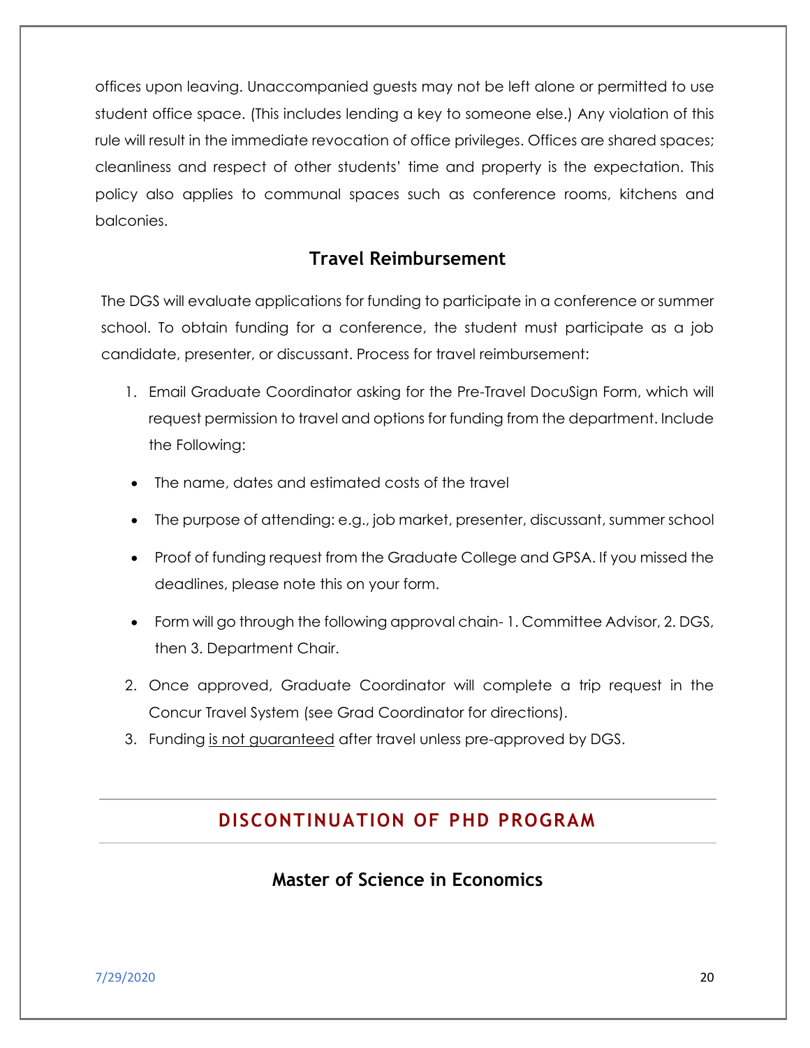offices upon leaving. Unaccompanied guests may not be left alone or permitted to use student office space. (This includes lending a key to someone else.) Any violation of this rule will result in the immediate revocation of office privileges. Offices are shared spaces; cleanliness and respect of other students' time and property is the expectation. This policy also applies to communal spaces such as conference rooms, kitchens and balconies.

### Travel Reimbursement

The DGS will evaluate applications for funding to participate in a conference or summer school. To obtain funding for a conference, the student must participate as a job candidate, presenter, or discussant. Process for travel reimbursement:

1. Email Graduate Coordinator asking for the Pre-Travel DocuSign Form, which will request permission to travel and options for funding from the department. Include the Following:

- The name, dates and estimated costs of the travel
- The purpose of attending: e.g., job market, presenter, discussant, summer school
- Proof of funding request from the Graduate College and GPSA. If you missed the deadlines, please note this on your form.
- Form will go through the following approval chain- 1. Committee Advisor, 2. DGS, then 3. Department Chair.

2. Once approved, Graduate Coordinator will complete a trip request in the Concur Travel System (see Grad Coordinator for directions).
3. Funding <u>is not guaranteed</u> after travel unless pre-approved by DGS.

## DISCONTINUATION OF PHD PROGRAM

### Master of Science in Economics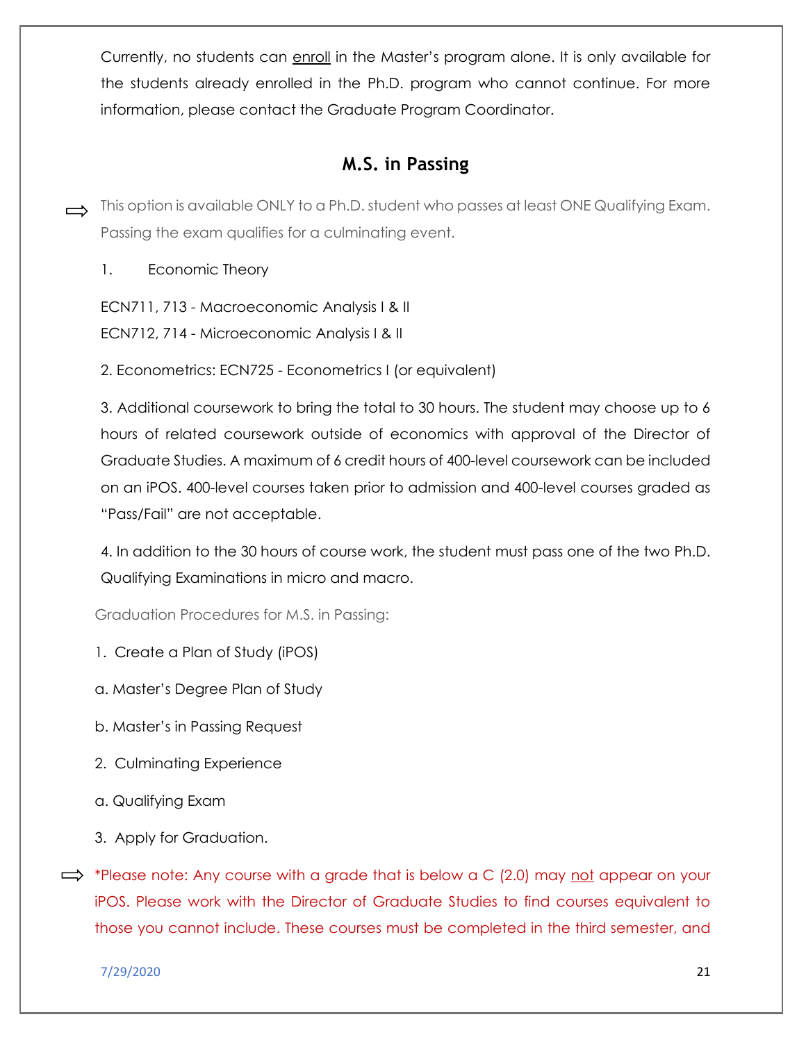Currently, no students can enroll in the Master's program alone. It is only available for the students already enrolled in the Ph.D. program who cannot continue. For more information, please contact the Graduate Program Coordinator.

## M.S. in Passing

⇨ This option is available ONLY to a Ph.D. student who passes at least ONE Qualifying Exam. Passing the exam qualifies for a culminating event.

1. Economic Theory

ECN711, 713 - Macroeconomic Analysis I & II
ECN712, 714 - Microeconomic Analysis I & II

2. Econometrics: ECN725 - Econometrics I (or equivalent)

3. Additional coursework to bring the total to 30 hours. The student may choose up to 6 hours of related coursework outside of economics with approval of the Director of Graduate Studies. A maximum of 6 credit hours of 400-level coursework can be included on an iPOS. 400-level courses taken prior to admission and 400-level courses graded as "Pass/Fail" are not acceptable.

4. In addition to the 30 hours of course work, the student must pass one of the two Ph.D. Qualifying Examinations in micro and macro.

Graduation Procedures for M.S. in Passing:

1. Create a Plan of Study (iPOS)

a. Master's Degree Plan of Study

b. Master's in Passing Request

2. Culminating Experience

a. Qualifying Exam

3. Apply for Graduation.

⇨ *Please note: Any course with a grade that is below a C (2.0) may not appear on your iPOS. Please work with the Director of Graduate Studies to find courses equivalent to those you cannot include. These courses must be completed in the third semester, and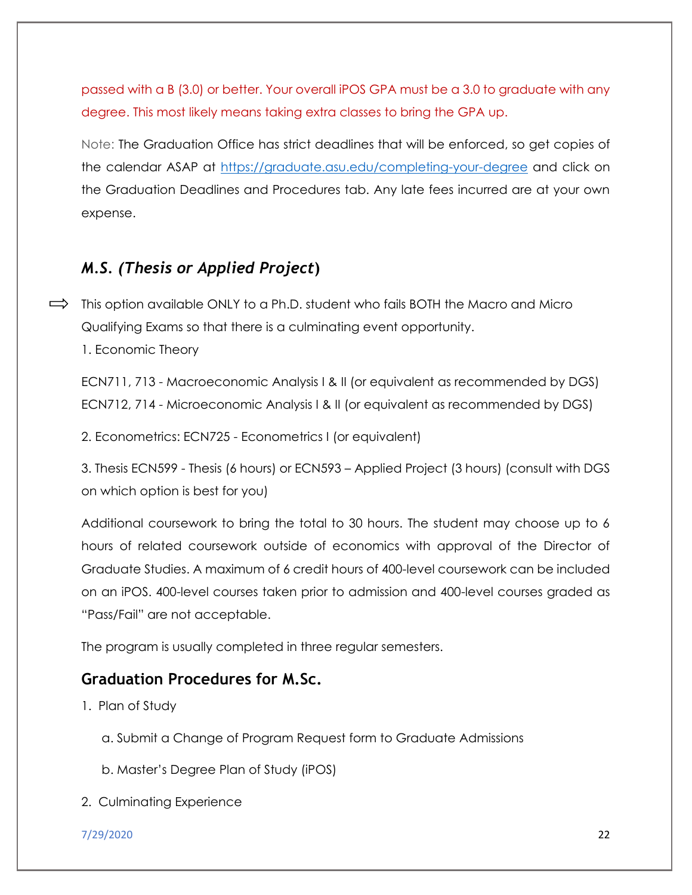passed with a B (3.0) or better. Your overall iPOS GPA must be a 3.0 to graduate with any degree. This most likely means taking extra classes to bring the GPA up.

Note: The Graduation Office has strict deadlines that will be enforced, so get copies of the calendar ASAP at https://graduate.asu.edu/completing-your-degree and click on the Graduation Deadlines and Procedures tab. Any late fees incurred are at your own expense.

## *M.S. (Thesis or Applied Project)*

⇨ This option available ONLY to a Ph.D. student who fails BOTH the Macro and Micro Qualifying Exams so that there is a culminating event opportunity.

1. Economic Theory

ECN711, 713 - Macroeconomic Analysis I & II (or equivalent as recommended by DGS)
ECN712, 714 - Microeconomic Analysis I & II (or equivalent as recommended by DGS)

2. Econometrics: ECN725 - Econometrics I (or equivalent)

3. Thesis ECN599 - Thesis (6 hours) or ECN593 – Applied Project (3 hours) (consult with DGS on which option is best for you)

Additional coursework to bring the total to 30 hours. The student may choose up to 6 hours of related coursework outside of economics with approval of the Director of Graduate Studies. A maximum of 6 credit hours of 400-level coursework can be included on an iPOS. 400-level courses taken prior to admission and 400-level courses graded as "Pass/Fail" are not acceptable.

The program is usually completed in three regular semesters.

## Graduation Procedures for M.Sc.

1. Plan of Study

   a. Submit a Change of Program Request form to Graduate Admissions

   b. Master's Degree Plan of Study (iPOS)

2. Culminating Experience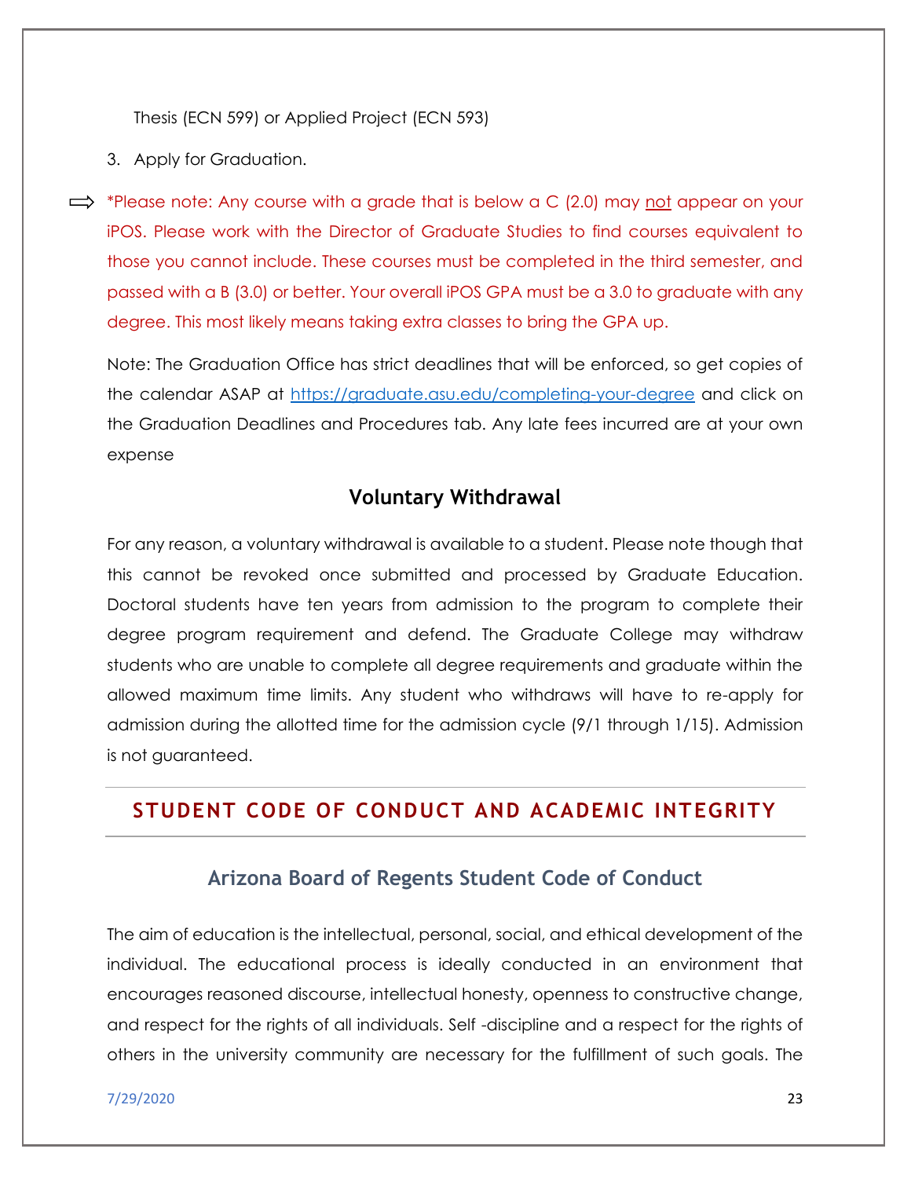Thesis (ECN 599) or Applied Project (ECN 593)

3. Apply for Graduation.

⇨ *Please note: Any course with a grade that is below a C (2.0) may <u>not</u> appear on your iPOS. Please work with the Director of Graduate Studies to find courses equivalent to those you cannot include. These courses must be completed in the third semester, and passed with a B (3.0) or better. Your overall iPOS GPA must be a 3.0 to graduate with any degree. This most likely means taking extra classes to bring the GPA up.

Note: The Graduation Office has strict deadlines that will be enforced, so get copies of the calendar ASAP at [https://graduate.asu.edu/completing-your-degree](https://graduate.asu.edu/completing-your-degree) and click on the Graduation Deadlines and Procedures tab. Any late fees incurred are at your own expense

### Voluntary Withdrawal

For any reason, a voluntary withdrawal is available to a student. Please note though that this cannot be revoked once submitted and processed by Graduate Education. Doctoral students have ten years from admission to the program to complete their degree program requirement and defend. The Graduate College may withdraw students who are unable to complete all degree requirements and graduate within the allowed maximum time limits. Any student who withdraws will have to re-apply for admission during the allotted time for the admission cycle (9/1 through 1/15). Admission is not guaranteed.

## STUDENT CODE OF CONDUCT AND ACADEMIC INTEGRITY

### Arizona Board of Regents Student Code of Conduct

The aim of education is the intellectual, personal, social, and ethical development of the individual. The educational process is ideally conducted in an environment that encourages reasoned discourse, intellectual honesty, openness to constructive change, and respect for the rights of all individuals. Self -discipline and a respect for the rights of others in the university community are necessary for the fulfillment of such goals. The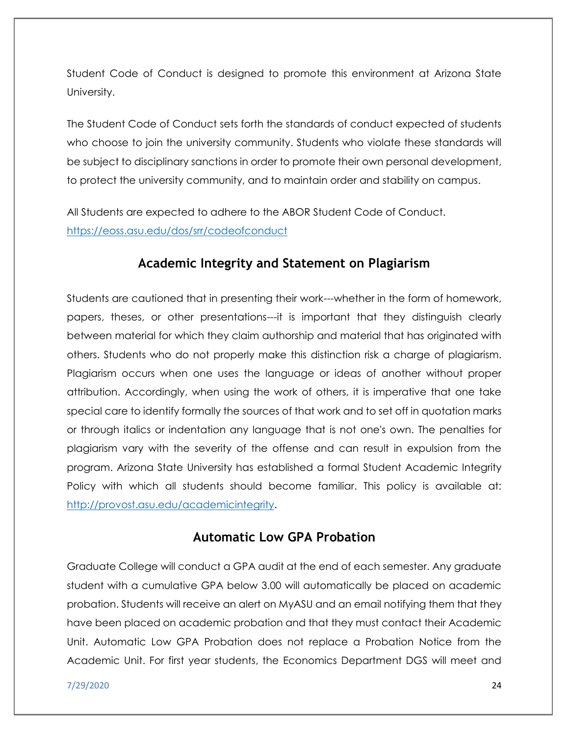Student Code of Conduct is designed to promote this environment at Arizona State University.

The Student Code of Conduct sets forth the standards of conduct expected of students who choose to join the university community. Students who violate these standards will be subject to disciplinary sanctions in order to promote their own personal development, to protect the university community, and to maintain order and stability on campus.

All Students are expected to adhere to the ABOR Student Code of Conduct. https://eoss.asu.edu/dos/srr/codeofconduct

## Academic Integrity and Statement on Plagiarism

Students are cautioned that in presenting their work---whether in the form of homework, papers, theses, or other presentations---it is important that they distinguish clearly between material for which they claim authorship and material that has originated with others. Students who do not properly make this distinction risk a charge of plagiarism. Plagiarism occurs when one uses the language or ideas of another without proper attribution. Accordingly, when using the work of others, it is imperative that one take special care to identify formally the sources of that work and to set off in quotation marks or through italics or indentation any language that is not one's own. The penalties for plagiarism vary with the severity of the offense and can result in expulsion from the program. Arizona State University has established a formal Student Academic Integrity Policy with which all students should become familiar. This policy is available at: http://provost.asu.edu/academicintegrity.

## Automatic Low GPA Probation

Graduate College will conduct a GPA audit at the end of each semester. Any graduate student with a cumulative GPA below 3.00 will automatically be placed on academic probation. Students will receive an alert on MyASU and an email notifying them that they have been placed on academic probation and that they must contact their Academic Unit. Automatic Low GPA Probation does not replace a Probation Notice from the Academic Unit. For first year students, the Economics Department DGS will meet and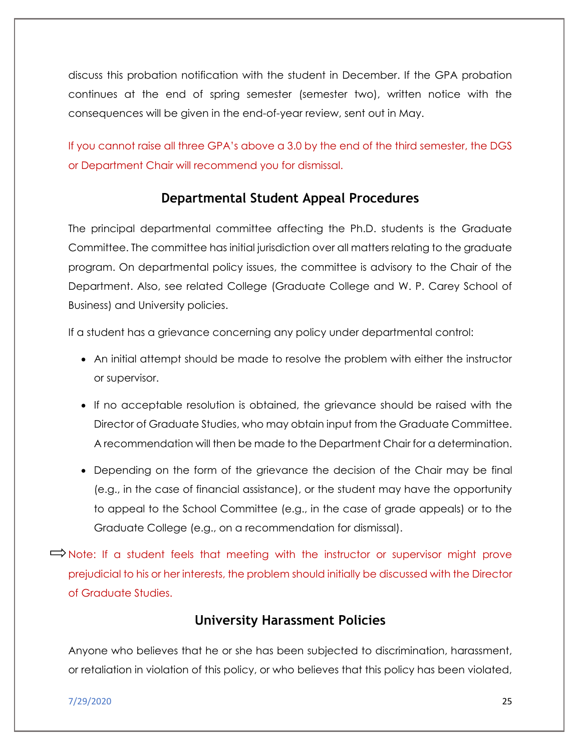discuss this probation notification with the student in December. If the GPA probation continues at the end of spring semester (semester two), written notice with the consequences will be given in the end-of-year review, sent out in May.

If you cannot raise all three GPA's above a 3.0 by the end of the third semester, the DGS or Department Chair will recommend you for dismissal.

## Departmental Student Appeal Procedures

The principal departmental committee affecting the Ph.D. students is the Graduate Committee. The committee has initial jurisdiction over all matters relating to the graduate program. On departmental policy issues, the committee is advisory to the Chair of the Department. Also, see related College (Graduate College and W. P. Carey School of Business) and University policies.

If a student has a grievance concerning any policy under departmental control:

- An initial attempt should be made to resolve the problem with either the instructor or supervisor.
- If no acceptable resolution is obtained, the grievance should be raised with the Director of Graduate Studies, who may obtain input from the Graduate Committee. A recommendation will then be made to the Department Chair for a determination.
- Depending on the form of the grievance the decision of the Chair may be final (e.g., in the case of financial assistance), or the student may have the opportunity to appeal to the School Committee (e.g., in the case of grade appeals) or to the Graduate College (e.g., on a recommendation for dismissal).

⇨ Note: If a student feels that meeting with the instructor or supervisor might prove prejudicial to his or her interests, the problem should initially be discussed with the Director of Graduate Studies.

## University Harassment Policies

Anyone who believes that he or she has been subjected to discrimination, harassment, or retaliation in violation of this policy, or who believes that this policy has been violated,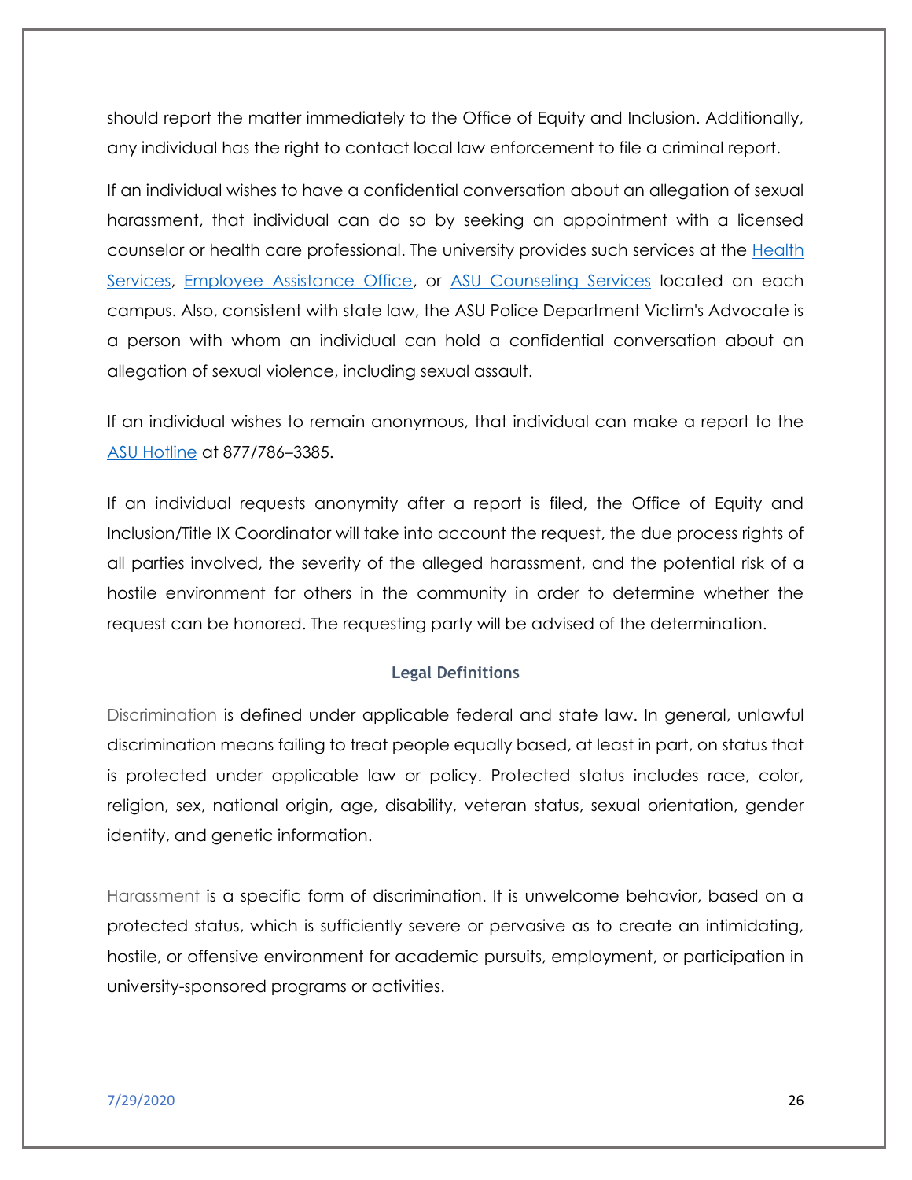should report the matter immediately to the Office of Equity and Inclusion. Additionally, any individual has the right to contact local law enforcement to file a criminal report.

If an individual wishes to have a confidential conversation about an allegation of sexual harassment, that individual can do so by seeking an appointment with a licensed counselor or health care professional. The university provides such services at the Health Services, Employee Assistance Office, or ASU Counseling Services located on each campus. Also, consistent with state law, the ASU Police Department Victim's Advocate is a person with whom an individual can hold a confidential conversation about an allegation of sexual violence, including sexual assault.

If an individual wishes to remain anonymous, that individual can make a report to the ASU Hotline at 877/786–3385.

If an individual requests anonymity after a report is filed, the Office of Equity and Inclusion/Title IX Coordinator will take into account the request, the due process rights of all parties involved, the severity of the alleged harassment, and the potential risk of a hostile environment for others in the community in order to determine whether the request can be honored. The requesting party will be advised of the determination.

## Legal Definitions

Discrimination is defined under applicable federal and state law. In general, unlawful discrimination means failing to treat people equally based, at least in part, on status that is protected under applicable law or policy. Protected status includes race, color, religion, sex, national origin, age, disability, veteran status, sexual orientation, gender identity, and genetic information.

Harassment is a specific form of discrimination. It is unwelcome behavior, based on a protected status, which is sufficiently severe or pervasive as to create an intimidating, hostile, or offensive environment for academic pursuits, employment, or participation in university-sponsored programs or activities.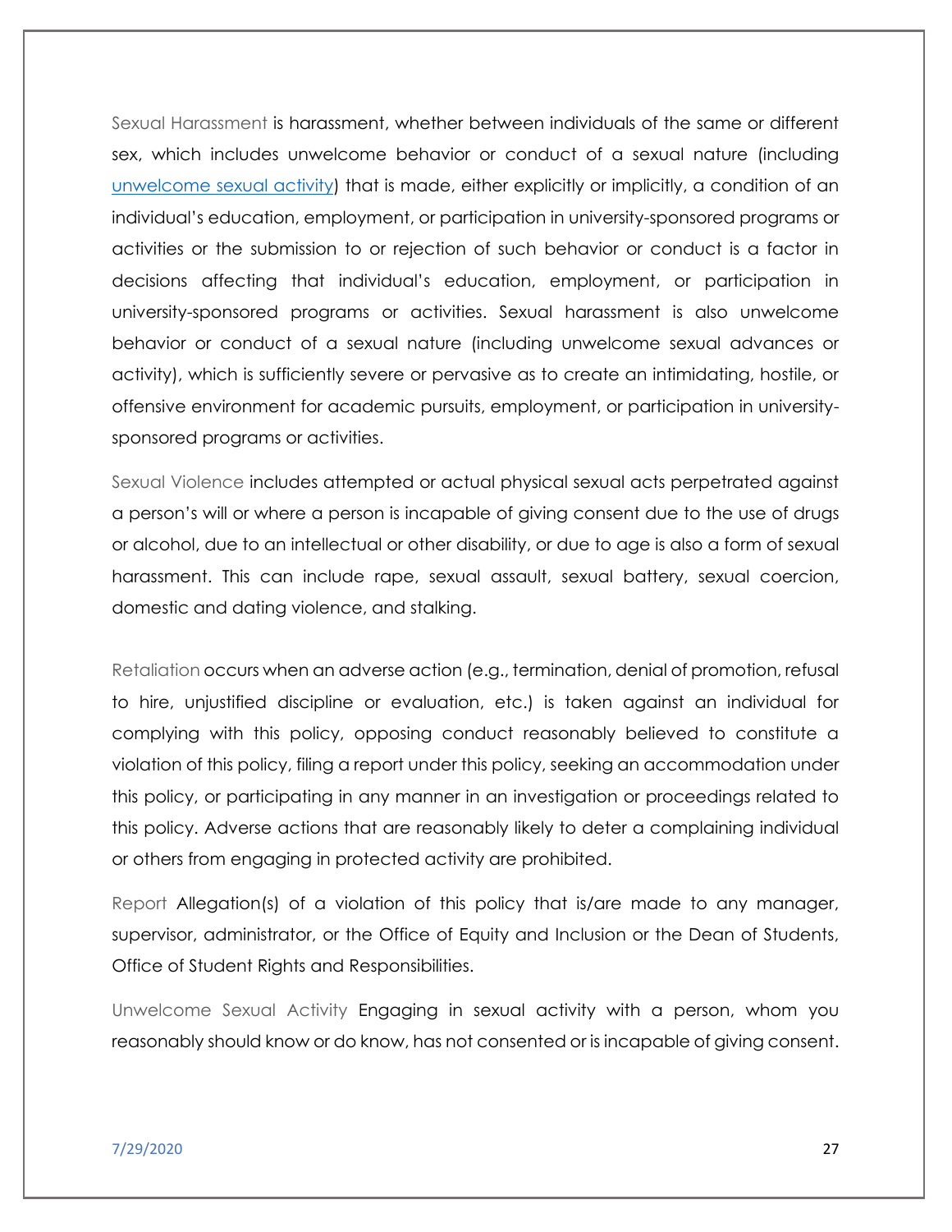Sexual Harassment is harassment, whether between individuals of the same or different sex, which includes unwelcome behavior or conduct of a sexual nature (including unwelcome sexual activity) that is made, either explicitly or implicitly, a condition of an individual's education, employment, or participation in university-sponsored programs or activities or the submission to or rejection of such behavior or conduct is a factor in decisions affecting that individual's education, employment, or participation in university-sponsored programs or activities. Sexual harassment is also unwelcome behavior or conduct of a sexual nature (including unwelcome sexual advances or activity), which is sufficiently severe or pervasive as to create an intimidating, hostile, or offensive environment for academic pursuits, employment, or participation in university-sponsored programs or activities.

Sexual Violence includes attempted or actual physical sexual acts perpetrated against a person's will or where a person is incapable of giving consent due to the use of drugs or alcohol, due to an intellectual or other disability, or due to age is also a form of sexual harassment. This can include rape, sexual assault, sexual battery, sexual coercion, domestic and dating violence, and stalking.

Retaliation occurs when an adverse action (e.g., termination, denial of promotion, refusal to hire, unjustified discipline or evaluation, etc.) is taken against an individual for complying with this policy, opposing conduct reasonably believed to constitute a violation of this policy, filing a report under this policy, seeking an accommodation under this policy, or participating in any manner in an investigation or proceedings related to this policy. Adverse actions that are reasonably likely to deter a complaining individual or others from engaging in protected activity are prohibited.

Report Allegation(s) of a violation of this policy that is/are made to any manager, supervisor, administrator, or the Office of Equity and Inclusion or the Dean of Students, Office of Student Rights and Responsibilities.

Unwelcome Sexual Activity Engaging in sexual activity with a person, whom you reasonably should know or do know, has not consented or is incapable of giving consent.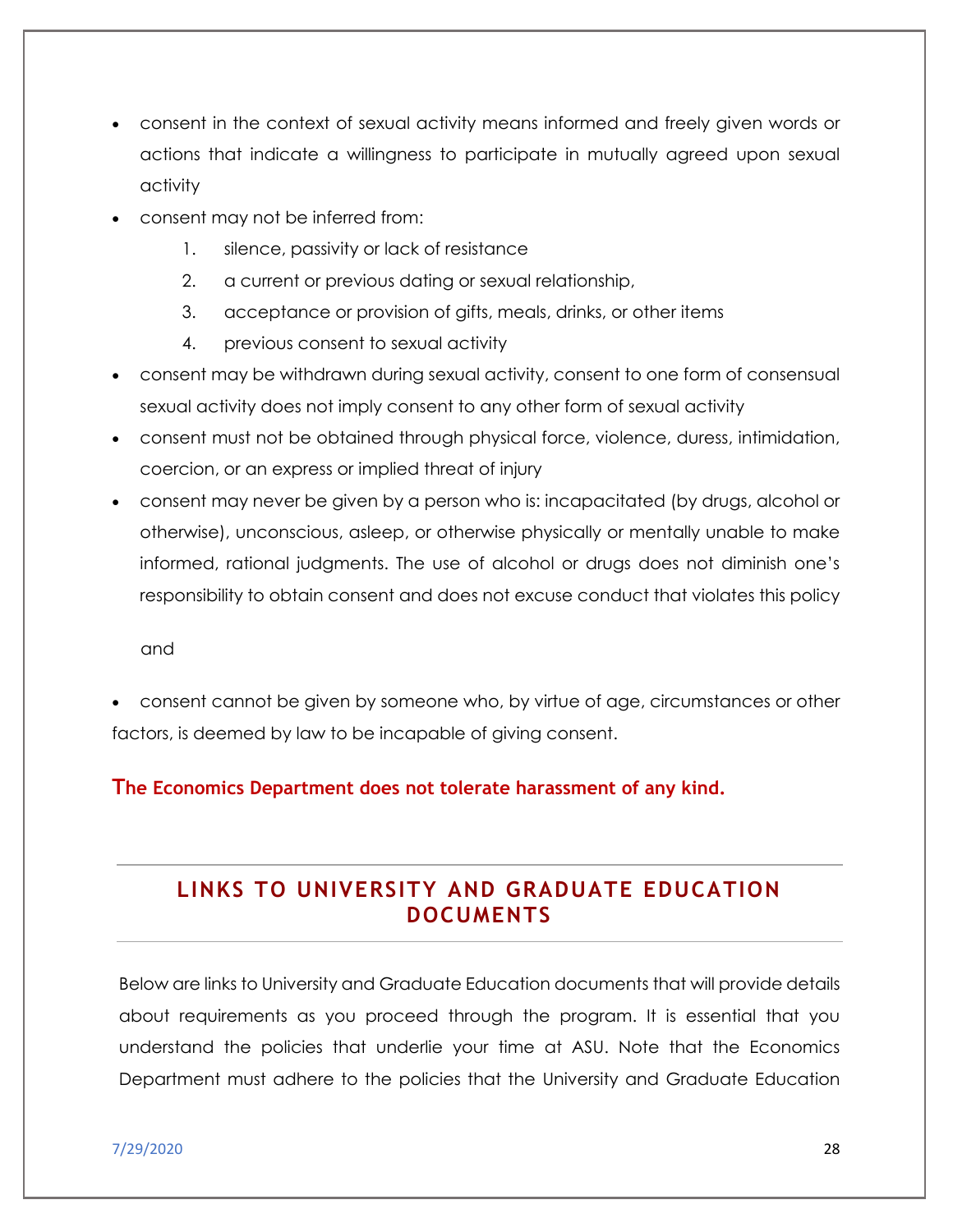- consent in the context of sexual activity means informed and freely given words or actions that indicate a willingness to participate in mutually agreed upon sexual activity
- consent may not be inferred from:
    1. silence, passivity or lack of resistance
    2. a current or previous dating or sexual relationship,
    3. acceptance or provision of gifts, meals, drinks, or other items
    4. previous consent to sexual activity
- consent may be withdrawn during sexual activity, consent to one form of consensual sexual activity does not imply consent to any other form of sexual activity
- consent must not be obtained through physical force, violence, duress, intimidation, coercion, or an express or implied threat of injury
- consent may never be given by a person who is: incapacitated (by drugs, alcohol or otherwise), unconscious, asleep, or otherwise physically or mentally unable to make informed, rational judgments. The use of alcohol or drugs does not diminish one's responsibility to obtain consent and does not excuse conduct that violates this policy

  and

- consent cannot be given by someone who, by virtue of age, circumstances or other factors, is deemed by law to be incapable of giving consent.

**The Economics Department does not tolerate harassment of any kind.**

## LINKS TO UNIVERSITY AND GRADUATE EDUCATION DOCUMENTS

Below are links to University and Graduate Education documents that will provide details about requirements as you proceed through the program. It is essential that you understand the policies that underlie your time at ASU. Note that the Economics Department must adhere to the policies that the University and Graduate Education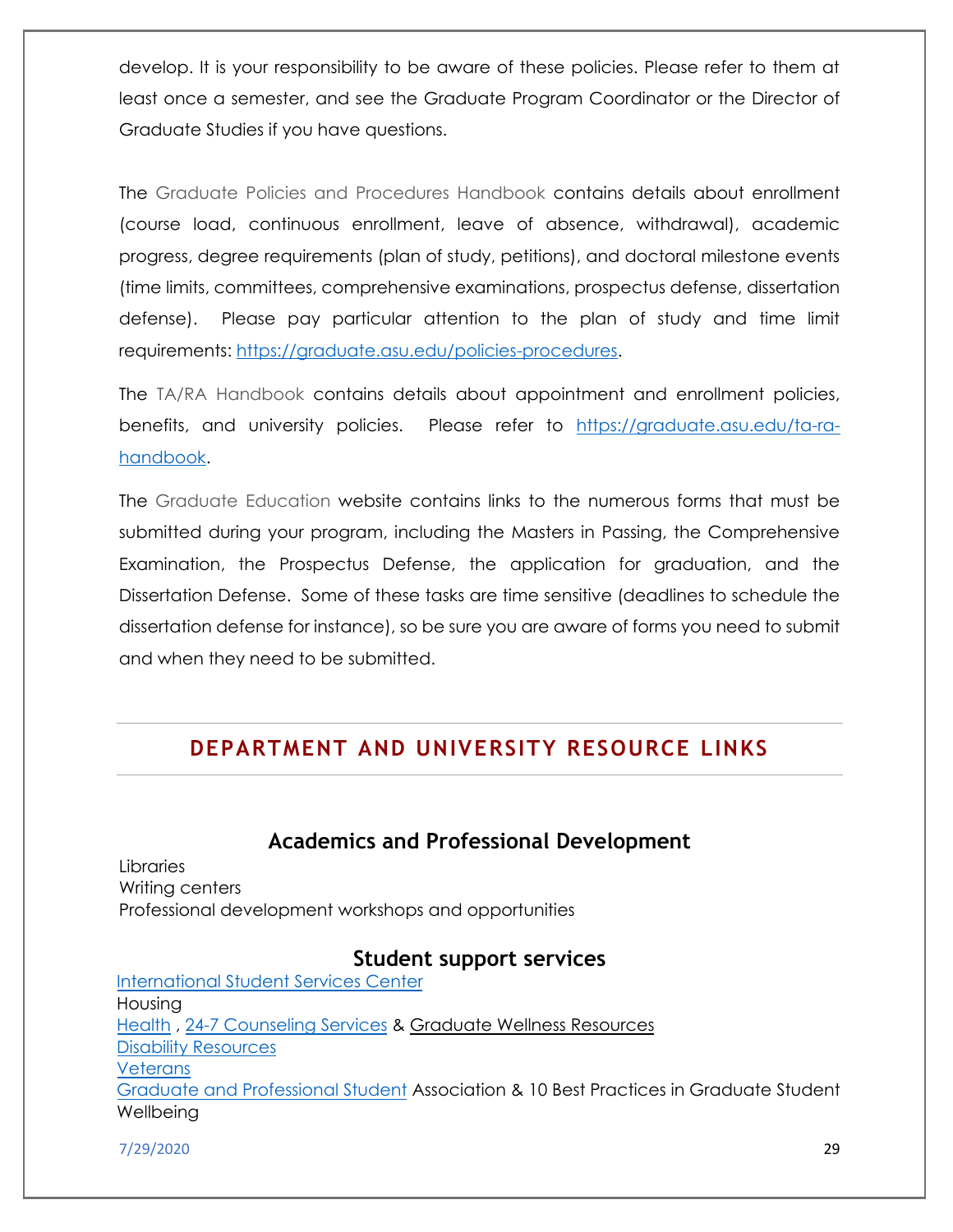develop. It is your responsibility to be aware of these policies. Please refer to them at least once a semester, and see the Graduate Program Coordinator or the Director of Graduate Studies if you have questions.

The Graduate Policies and Procedures Handbook contains details about enrollment (course load, continuous enrollment, leave of absence, withdrawal), academic progress, degree requirements (plan of study, petitions), and doctoral milestone events (time limits, committees, comprehensive examinations, prospectus defense, dissertation defense). Please pay particular attention to the plan of study and time limit requirements: https://graduate.asu.edu/policies-procedures.

The TA/RA Handbook contains details about appointment and enrollment policies, benefits, and university policies. Please refer to https://graduate.asu.edu/ta-ra-handbook.

The Graduate Education website contains links to the numerous forms that must be submitted during your program, including the Masters in Passing, the Comprehensive Examination, the Prospectus Defense, the application for graduation, and the Dissertation Defense. Some of these tasks are time sensitive (deadlines to schedule the dissertation defense for instance), so be sure you are aware of forms you need to submit and when they need to be submitted.

## DEPARTMENT AND UNIVERSITY RESOURCE LINKS

### Academics and Professional Development

Libraries
Writing centers
Professional development workshops and opportunities

### Student support services

International Student Services Center
Housing
Health , 24-7 Counseling Services & Graduate Wellness Resources
Disability Resources
Veterans
Graduate and Professional Student Association & 10 Best Practices in Graduate Student Wellbeing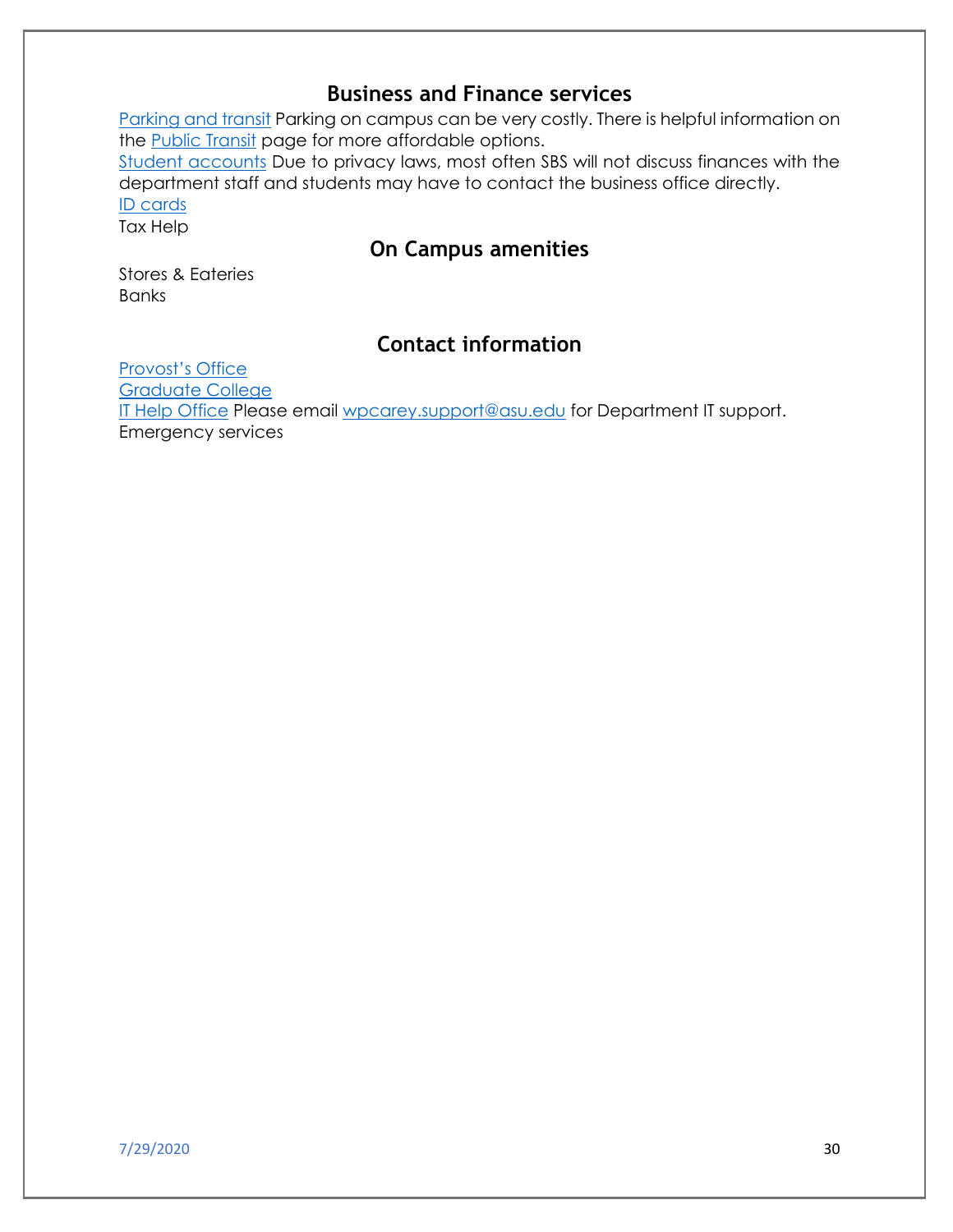## Business and Finance services

Parking and transit Parking on campus can be very costly. There is helpful information on the Public Transit page for more affordable options.
Student accounts Due to privacy laws, most often SBS will not discuss finances with the department staff and students may have to contact the business office directly.
ID cards
Tax Help

## On Campus amenities

Stores & Eateries
Banks

## Contact information

Provost's Office
Graduate College
IT Help Office Please email wpcarey.support@asu.edu for Department IT support.
Emergency services